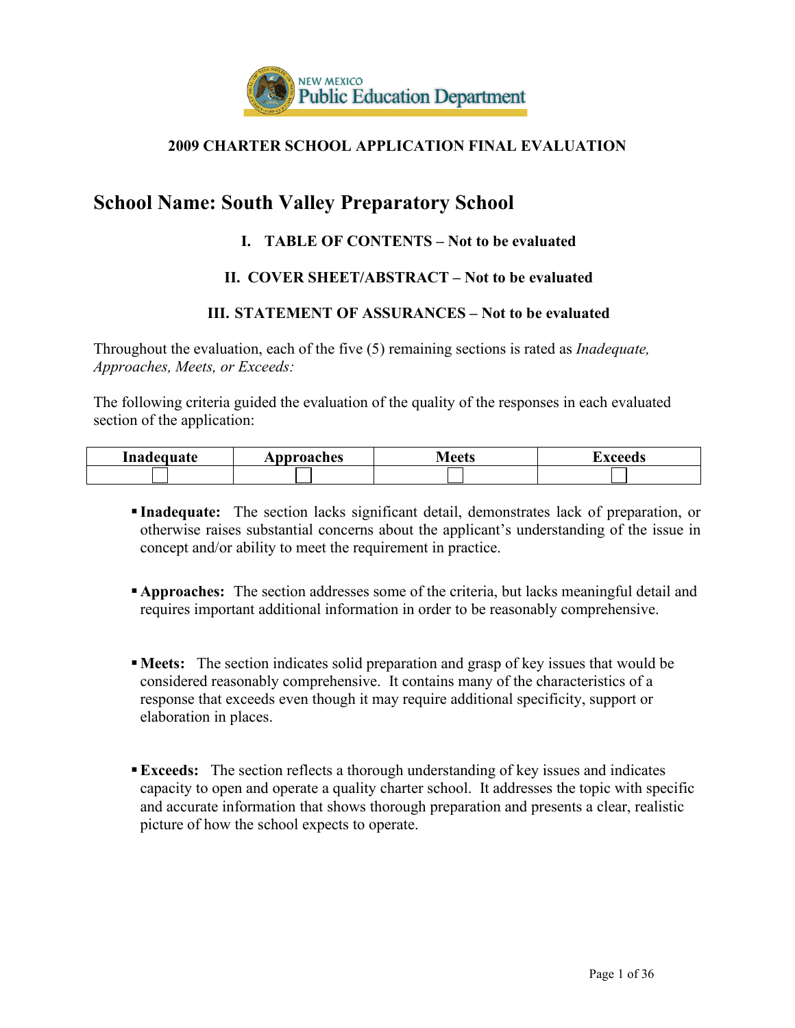NEW MEXICO Public Education Department

## 2009 CHARTER SCHOOL APPLICATION FINAL EVALUATION

# School Name: South Valley Preparatory School

### I. TABLE OF CONTENTS – Not to be evaluated

### II. COVER SHEET/ABSTRACT – Not to be evaluated

### III. STATEMENT OF ASSURANCES – Not to be evaluated

Throughout the evaluation, each of the five (5) remaining sections is rated as *Inadequate, Approaches, Meets, or Exceeds:*

The following criteria guided the evaluation of the quality of the responses in each evaluated section of the application:

| Inadequate | Approaches | Meets | Exceeds |
| --- | --- | --- | --- |
| ☐ | ☐ | ☐ | ☐ |

- **Inadequate:** The section lacks significant detail, demonstrates lack of preparation, or otherwise raises substantial concerns about the applicant's understanding of the issue in concept and/or ability to meet the requirement in practice.

- **Approaches:** The section addresses some of the criteria, but lacks meaningful detail and requires important additional information in order to be reasonably comprehensive.

- **Meets:** The section indicates solid preparation and grasp of key issues that would be considered reasonably comprehensive. It contains many of the characteristics of a response that exceeds even though it may require additional specificity, support or elaboration in places.

- **Exceeds:** The section reflects a thorough understanding of key issues and indicates capacity to open and operate a quality charter school. It addresses the topic with specific and accurate information that shows thorough preparation and presents a clear, realistic picture of how the school expects to operate.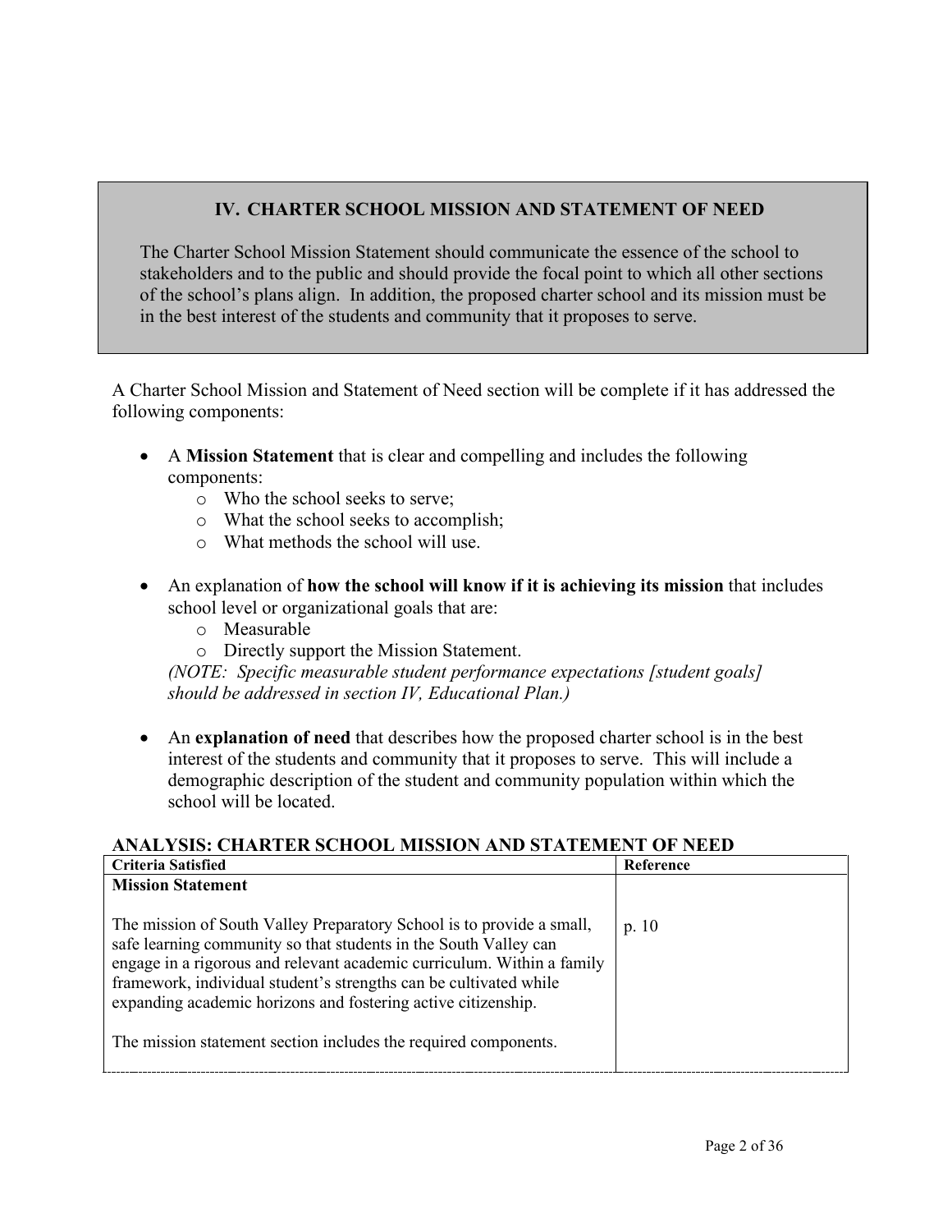## IV. CHARTER SCHOOL MISSION AND STATEMENT OF NEED

The Charter School Mission Statement should communicate the essence of the school to stakeholders and to the public and should provide the focal point to which all other sections of the school's plans align. In addition, the proposed charter school and its mission must be in the best interest of the students and community that it proposes to serve.

A Charter School Mission and Statement of Need section will be complete if it has addressed the following components:

- A **Mission Statement** that is clear and compelling and includes the following components:
  - Who the school seeks to serve;
  - What the school seeks to accomplish;
  - What methods the school will use.
- An explanation of **how the school will know if it is achieving its mission** that includes school level or organizational goals that are:
  - Measurable
  - Directly support the Mission Statement.

  *(NOTE: Specific measurable student performance expectations [student goals] should be addressed in section IV, Educational Plan.)*
- An **explanation of need** that describes how the proposed charter school is in the best interest of the students and community that it proposes to serve. This will include a demographic description of the student and community population within which the school will be located.

### ANALYSIS: CHARTER SCHOOL MISSION AND STATEMENT OF NEED

| Criteria Satisfied | Reference |
|---|---|
| **Mission Statement**<br><br>The mission of South Valley Preparatory School is to provide a small, safe learning community so that students in the South Valley can engage in a rigorous and relevant academic curriculum. Within a family framework, individual student's strengths can be cultivated while expanding academic horizons and fostering active citizenship.<br><br>The mission statement section includes the required components. | p. 10 |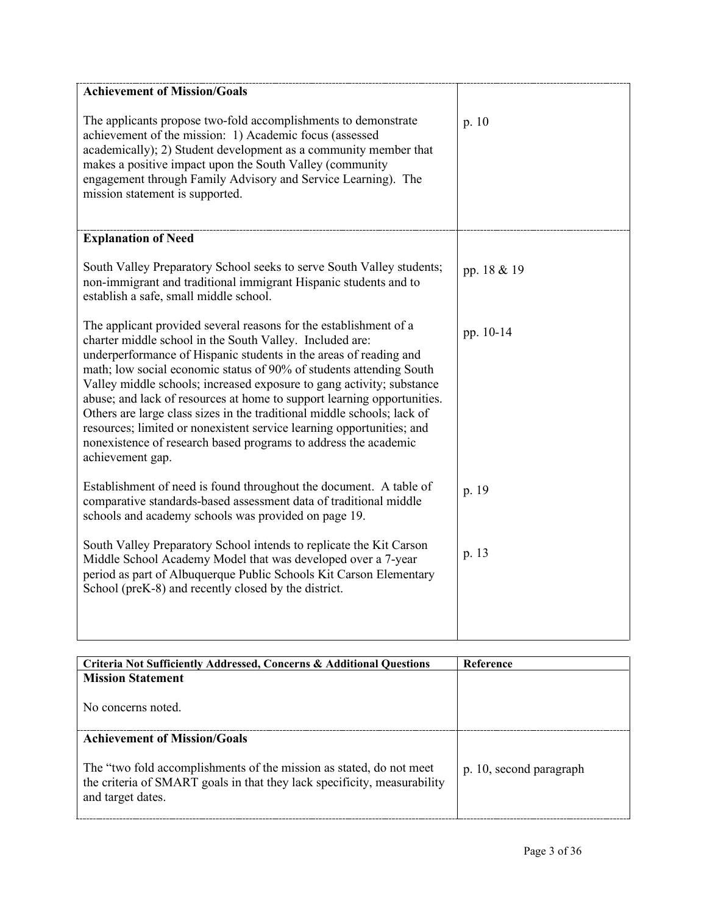| | |
|---|---|
| **Achievement of Mission/Goals**<br><br>The applicants propose two-fold accomplishments to demonstrate achievement of the mission: 1) Academic focus (assessed academically); 2) Student development as a community member that makes a positive impact upon the South Valley (community engagement through Family Advisory and Service Learning). The mission statement is supported. | p. 10 |
| **Explanation of Need**<br><br>South Valley Preparatory School seeks to serve South Valley students; non-immigrant and traditional immigrant Hispanic students and to establish a safe, small middle school. | pp. 18 & 19 |
| The applicant provided several reasons for the establishment of a charter middle school in the South Valley. Included are: underperformance of Hispanic students in the areas of reading and math; low social economic status of 90% of students attending South Valley middle schools; increased exposure to gang activity; substance abuse; and lack of resources at home to support learning opportunities. Others are large class sizes in the traditional middle schools; lack of resources; limited or nonexistent service learning opportunities; and nonexistence of research based programs to address the academic achievement gap. | pp. 10-14 |
| Establishment of need is found throughout the document. A table of comparative standards-based assessment data of traditional middle schools and academy schools was provided on page 19. | p. 19 |
| South Valley Preparatory School intends to replicate the Kit Carson Middle School Academy Model that was developed over a 7-year period as part of Albuquerque Public Schools Kit Carson Elementary School (preK-8) and recently closed by the district. | p. 13 |

| Criteria Not Sufficiently Addressed, Concerns & Additional Questions | Reference |
|---|---|
| **Mission Statement**<br><br>No concerns noted. | |
| **Achievement of Mission/Goals**<br><br>The "two fold accomplishments of the mission as stated, do not meet the criteria of SMART goals in that they lack specificity, measurability and target dates. | p. 10, second paragraph |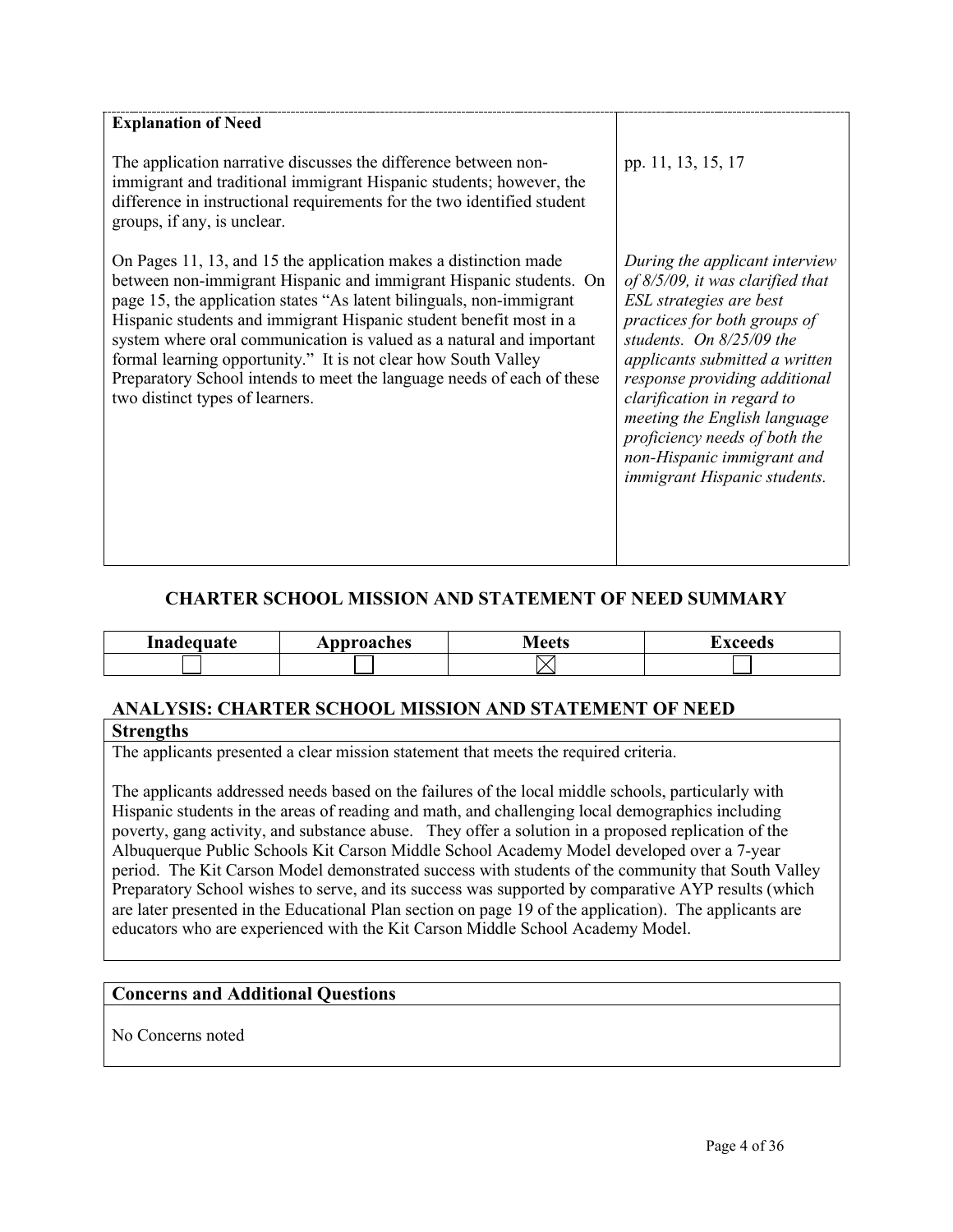| **Explanation of Need** | |
|---|---|
| The application narrative discusses the difference between non-immigrant and traditional immigrant Hispanic students; however, the difference in instructional requirements for the two identified student groups, if any, is unclear.<br><br>On Pages 11, 13, and 15 the application makes a distinction made between non-immigrant Hispanic and immigrant Hispanic students. On page 15, the application states "As latent bilinguals, non-immigrant Hispanic students and immigrant Hispanic student benefit most in a system where oral communication is valued as a natural and important formal learning opportunity." It is not clear how South Valley Preparatory School intends to meet the language needs of each of these two distinct types of learners. | pp. 11, 13, 15, 17<br><br>*During the applicant interview of 8/5/09, it was clarified that ESL strategies are best practices for both groups of students. On 8/25/09 the applicants submitted a written response providing additional clarification in regard to meeting the English language proficiency needs of both the non-Hispanic immigrant and immigrant Hispanic students.* |

## CHARTER SCHOOL MISSION AND STATEMENT OF NEED SUMMARY

| Inadequate | Approaches | Meets | Exceeds |
|---|---|---|---|
| ☐ | ☐ | ☒ | ☐ |

## ANALYSIS: CHARTER SCHOOL MISSION AND STATEMENT OF NEED

**Strengths**

The applicants presented a clear mission statement that meets the required criteria.

The applicants addressed needs based on the failures of the local middle schools, particularly with Hispanic students in the areas of reading and math, and challenging local demographics including poverty, gang activity, and substance abuse. They offer a solution in a proposed replication of the Albuquerque Public Schools Kit Carson Middle School Academy Model developed over a 7-year period. The Kit Carson Model demonstrated success with students of the community that South Valley Preparatory School wishes to serve, and its success was supported by comparative AYP results (which are later presented in the Educational Plan section on page 19 of the application). The applicants are educators who are experienced with the Kit Carson Middle School Academy Model.

**Concerns and Additional Questions**

No Concerns noted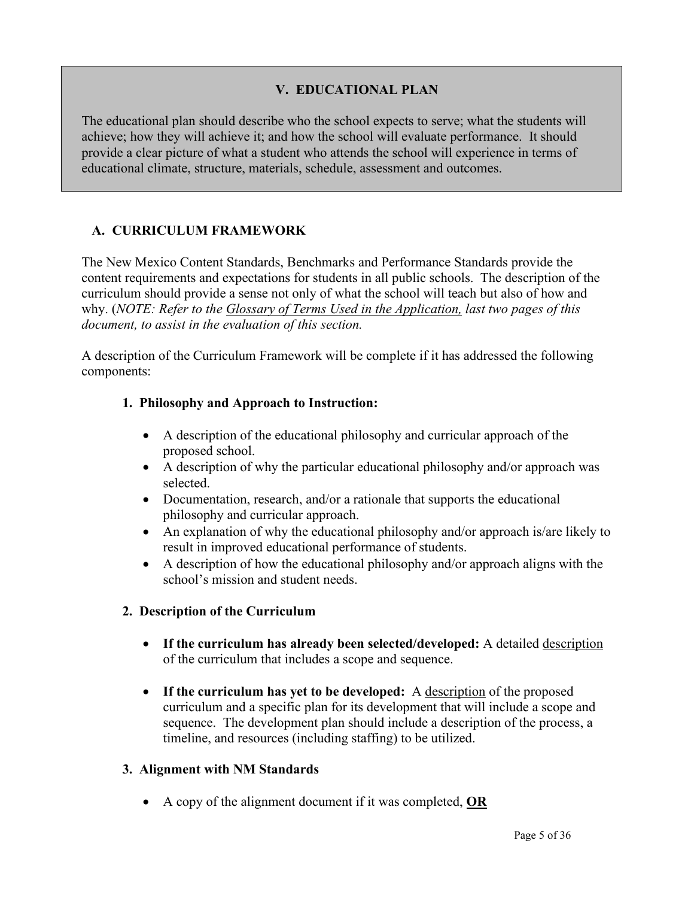## V. EDUCATIONAL PLAN

The educational plan should describe who the school expects to serve; what the students will achieve; how they will achieve it; and how the school will evaluate performance. It should provide a clear picture of what a student who attends the school will experience in terms of educational climate, structure, materials, schedule, assessment and outcomes.

### A. CURRICULUM FRAMEWORK

The New Mexico Content Standards, Benchmarks and Performance Standards provide the content requirements and expectations for students in all public schools. The description of the curriculum should provide a sense not only of what the school will teach but also of how and why. (*NOTE: Refer to the Glossary of Terms Used in the Application, last two pages of this document, to assist in the evaluation of this section.*

A description of the Curriculum Framework will be complete if it has addressed the following components:

#### 1. Philosophy and Approach to Instruction:

- A description of the educational philosophy and curricular approach of the proposed school.
- A description of why the particular educational philosophy and/or approach was selected.
- Documentation, research, and/or a rationale that supports the educational philosophy and curricular approach.
- An explanation of why the educational philosophy and/or approach is/are likely to result in improved educational performance of students.
- A description of how the educational philosophy and/or approach aligns with the school's mission and student needs.

#### 2. Description of the Curriculum

- **If the curriculum has already been selected/developed:** A detailed description of the curriculum that includes a scope and sequence.
- **If the curriculum has yet to be developed:** A description of the proposed curriculum and a specific plan for its development that will include a scope and sequence. The development plan should include a description of the process, a timeline, and resources (including staffing) to be utilized.

#### 3. Alignment with NM Standards

- A copy of the alignment document if it was completed, **OR**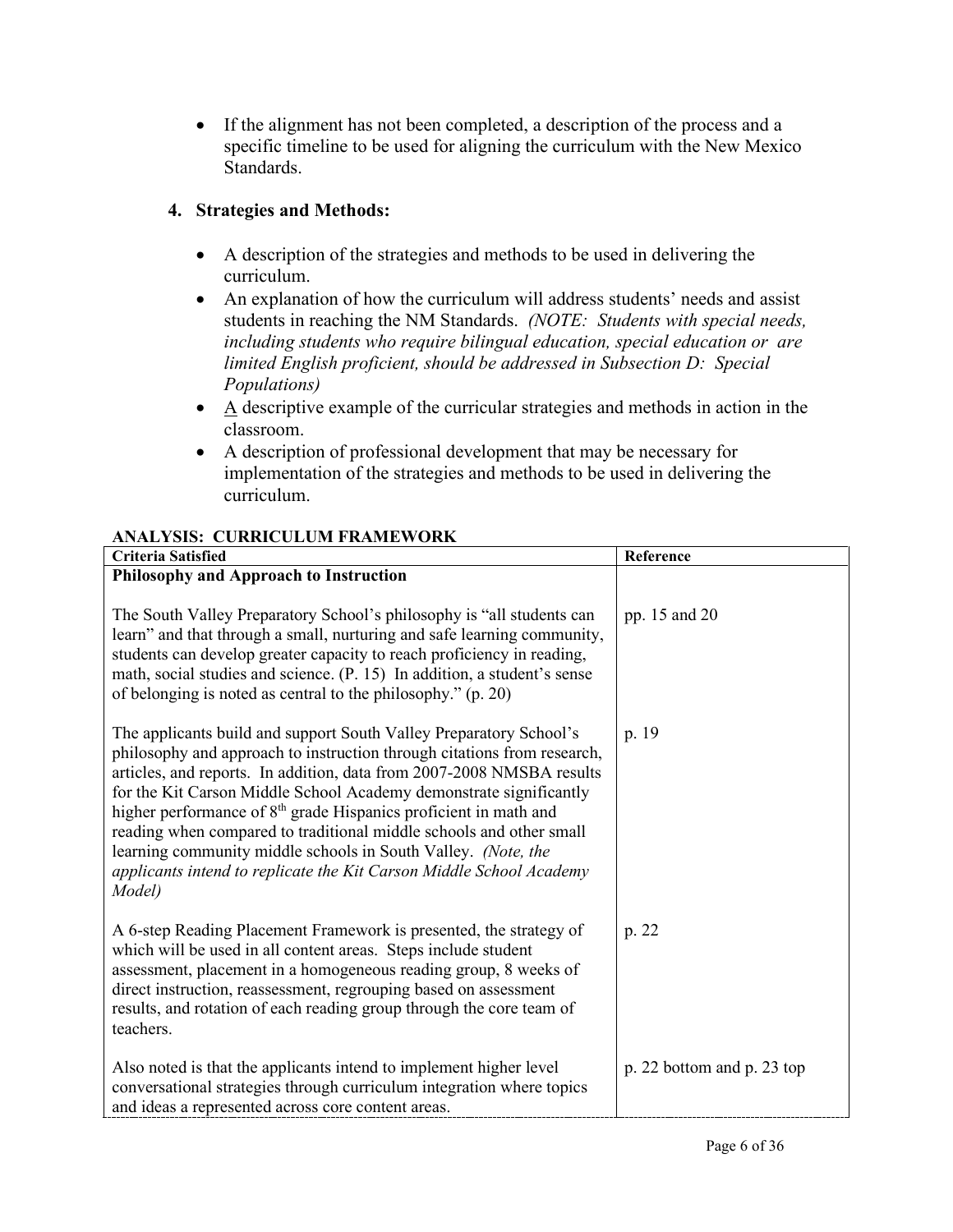- If the alignment has not been completed, a description of the process and a specific timeline to be used for aligning the curriculum with the New Mexico Standards.

**4. Strategies and Methods:**

- A description of the strategies and methods to be used in delivering the curriculum.
- An explanation of how the curriculum will address students' needs and assist students in reaching the NM Standards. *(NOTE: Students with special needs, including students who require bilingual education, special education or are limited English proficient, should be addressed in Subsection D: Special Populations)*
- A descriptive example of the curricular strategies and methods in action in the classroom.
- A description of professional development that may be necessary for implementation of the strategies and methods to be used in delivering the curriculum.

**ANALYSIS: CURRICULUM FRAMEWORK**

| Criteria Satisfied | Reference |
|---|---|
| **Philosophy and Approach to Instruction** | |
| The South Valley Preparatory School's philosophy is "all students can learn" and that through a small, nurturing and safe learning community, students can develop greater capacity to reach proficiency in reading, math, social studies and science. (P. 15) In addition, a student's sense of belonging is noted as central to the philosophy." (p. 20) | pp. 15 and 20 |
| The applicants build and support South Valley Preparatory School's philosophy and approach to instruction through citations from research, articles, and reports. In addition, data from 2007-2008 NMSBA results for the Kit Carson Middle School Academy demonstrate significantly higher performance of 8th grade Hispanics proficient in math and reading when compared to traditional middle schools and other small learning community middle schools in South Valley. *(Note, the applicants intend to replicate the Kit Carson Middle School Academy Model)* | p. 19 |
| A 6-step Reading Placement Framework is presented, the strategy of which will be used in all content areas. Steps include student assessment, placement in a homogeneous reading group, 8 weeks of direct instruction, reassessment, regrouping based on assessment results, and rotation of each reading group through the core team of teachers. | p. 22 |
| Also noted is that the applicants intend to implement higher level conversational strategies through curriculum integration where topics and ideas a represented across core content areas. | p. 22 bottom and p. 23 top |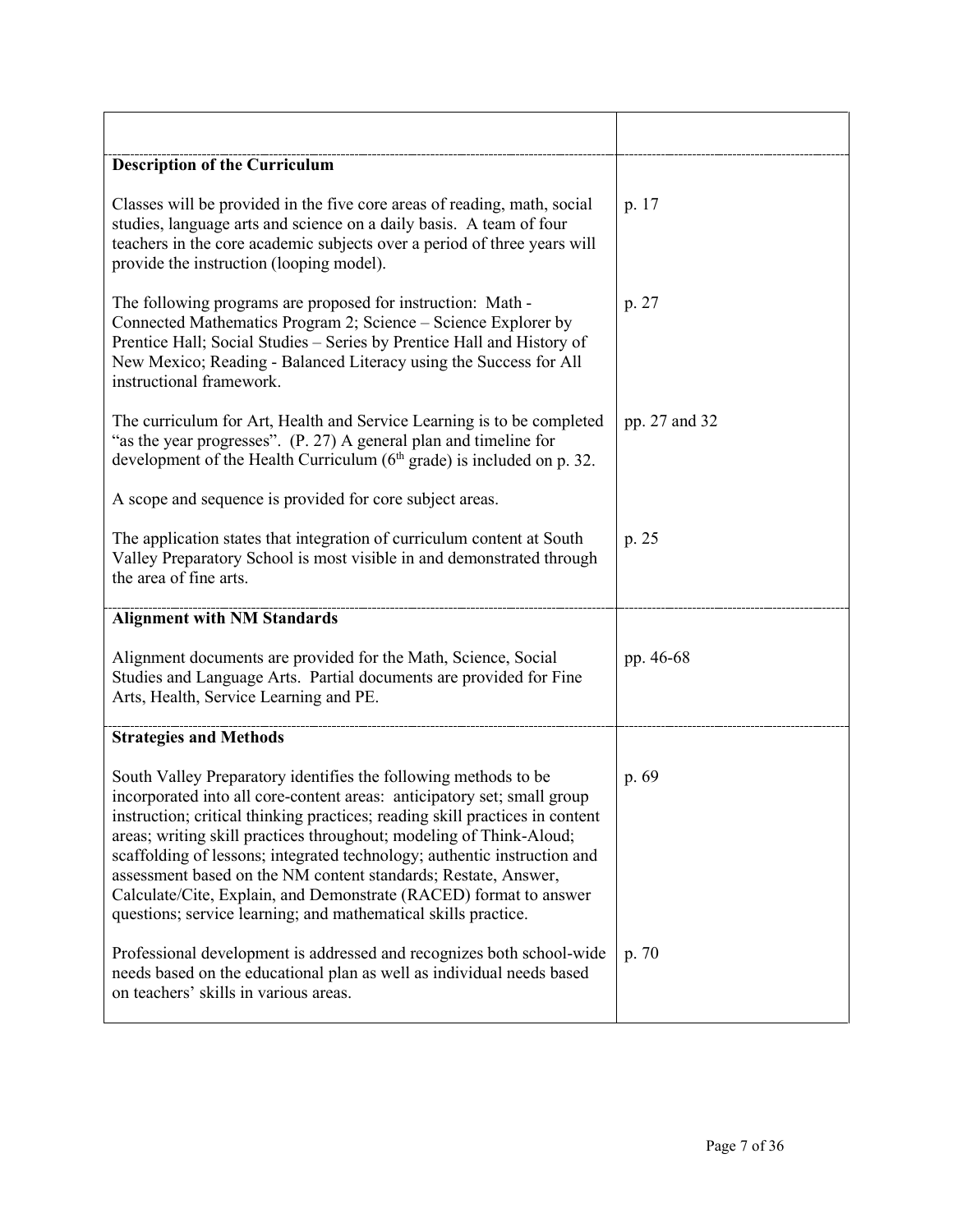| | |
|---|---|
| **Description of the Curriculum** | |
| Classes will be provided in the five core areas of reading, math, social studies, language arts and science on a daily basis. A team of four teachers in the core academic subjects over a period of three years will provide the instruction (looping model). | p. 17 |
| The following programs are proposed for instruction: Math - Connected Mathematics Program 2; Science – Science Explorer by Prentice Hall; Social Studies – Series by Prentice Hall and History of New Mexico; Reading - Balanced Literacy using the Success for All instructional framework. | p. 27 |
| The curriculum for Art, Health and Service Learning is to be completed "as the year progresses". (P. 27) A general plan and timeline for development of the Health Curriculum (6th grade) is included on p. 32. | pp. 27 and 32 |
| A scope and sequence is provided for core subject areas. | |
| The application states that integration of curriculum content at South Valley Preparatory School is most visible in and demonstrated through the area of fine arts. | p. 25 |
| **Alignment with NM Standards** | |
| Alignment documents are provided for the Math, Science, Social Studies and Language Arts. Partial documents are provided for Fine Arts, Health, Service Learning and PE. | pp. 46-68 |
| **Strategies and Methods** | |
| South Valley Preparatory identifies the following methods to be incorporated into all core-content areas: anticipatory set; small group instruction; critical thinking practices; reading skill practices in content areas; writing skill practices throughout; modeling of Think-Aloud; scaffolding of lessons; integrated technology; authentic instruction and assessment based on the NM content standards; Restate, Answer, Calculate/Cite, Explain, and Demonstrate (RACED) format to answer questions; service learning; and mathematical skills practice. | p. 69 |
| Professional development is addressed and recognizes both school-wide needs based on the educational plan as well as individual needs based on teachers' skills in various areas. | p. 70 |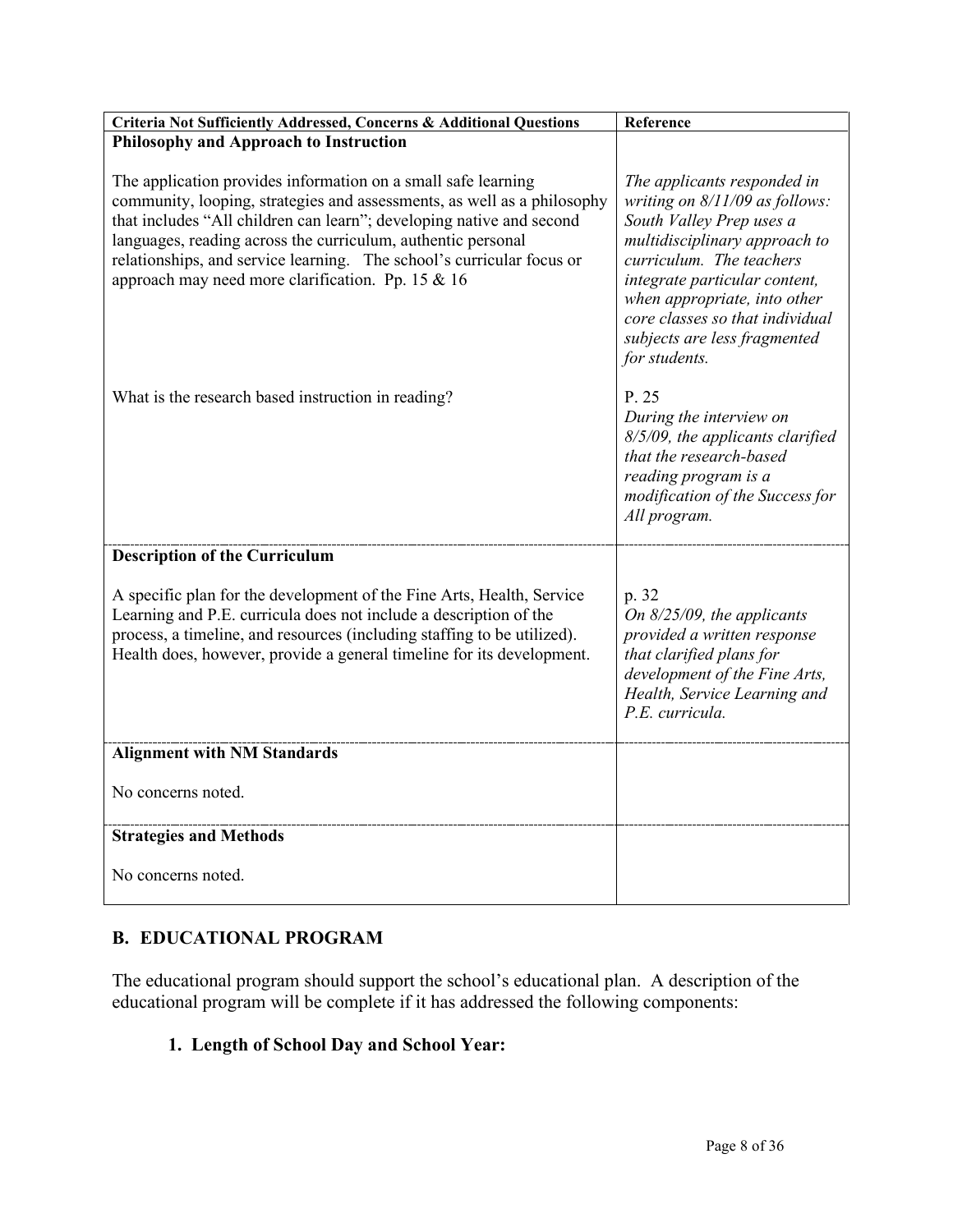| **Criteria Not Sufficiently Addressed, Concerns & Additional Questions** | **Reference** |
|---|---|
| **Philosophy and Approach to Instruction**<br><br>The application provides information on a small safe learning community, looping, strategies and assessments, as well as a philosophy that includes "All children can learn"; developing native and second languages, reading across the curriculum, authentic personal relationships, and service learning. The school's curricular focus or approach may need more clarification. Pp. 15 & 16 | *The applicants responded in writing on 8/11/09 as follows: South Valley Prep uses a multidisciplinary approach to curriculum. The teachers integrate particular content, when appropriate, into other core classes so that individual subjects are less fragmented for students.* |
| What is the research based instruction in reading? | P. 25<br>*During the interview on 8/5/09, the applicants clarified that the research-based reading program is a modification of the Success for All program.* |
| **Description of the Curriculum**<br><br>A specific plan for the development of the Fine Arts, Health, Service Learning and P.E. curricula does not include a description of the process, a timeline, and resources (including staffing to be utilized). Health does, however, provide a general timeline for its development. | p. 32<br>*On 8/25/09, the applicants provided a written response that clarified plans for development of the Fine Arts, Health, Service Learning and P.E. curricula.* |
| **Alignment with NM Standards**<br><br>No concerns noted. | |
| **Strategies and Methods**<br><br>No concerns noted. | |

## B. EDUCATIONAL PROGRAM

The educational program should support the school's educational plan. A description of the educational program will be complete if it has addressed the following components:

### 1. Length of School Day and School Year: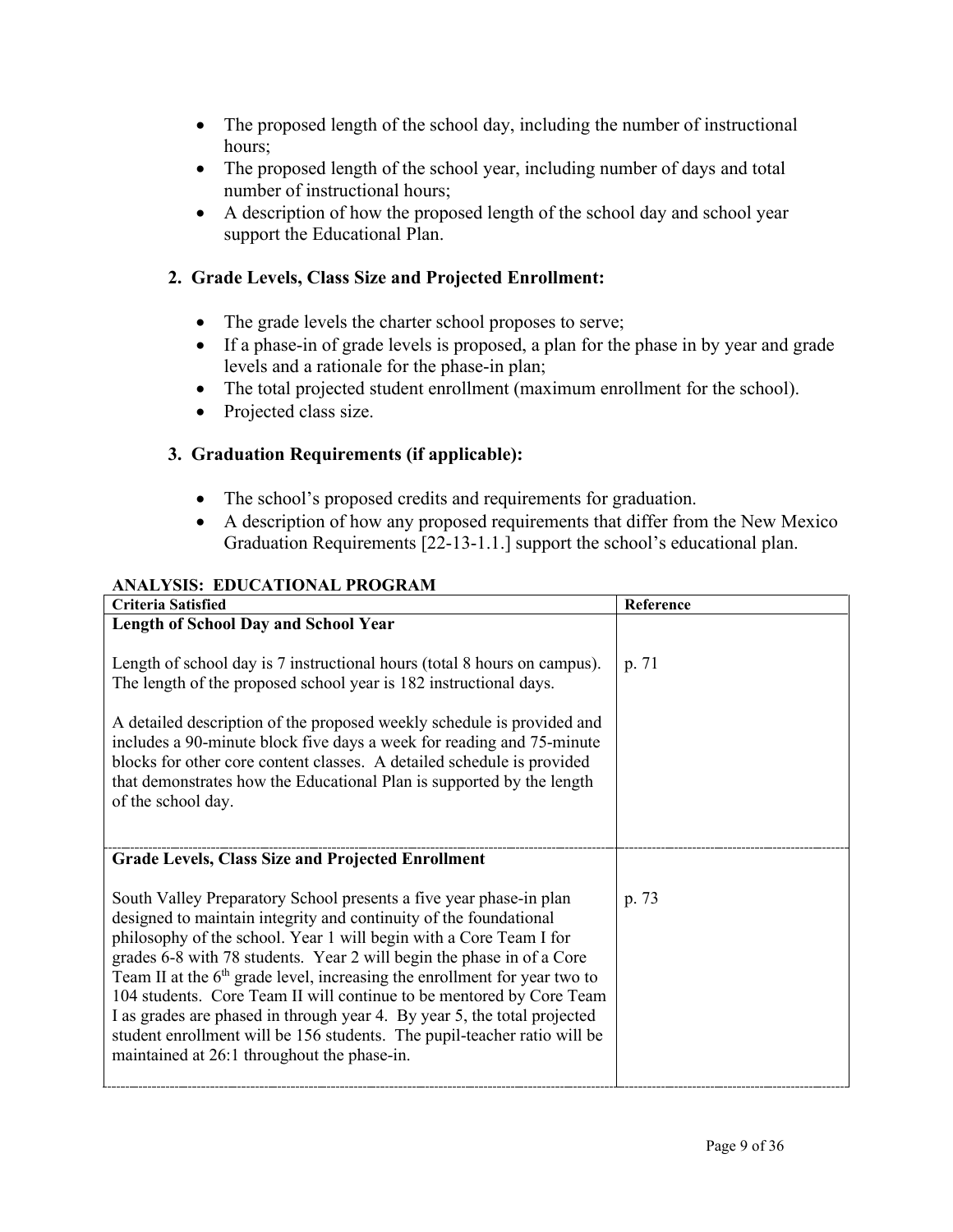- The proposed length of the school day, including the number of instructional hours;
- The proposed length of the school year, including number of days and total number of instructional hours;
- A description of how the proposed length of the school day and school year support the Educational Plan.

### 2. Grade Levels, Class Size and Projected Enrollment:

- The grade levels the charter school proposes to serve;
- If a phase-in of grade levels is proposed, a plan for the phase in by year and grade levels and a rationale for the phase-in plan;
- The total projected student enrollment (maximum enrollment for the school).
- Projected class size.

### 3. Graduation Requirements (if applicable):

- The school's proposed credits and requirements for graduation.
- A description of how any proposed requirements that differ from the New Mexico Graduation Requirements [22-13-1.1.] support the school's educational plan.

**ANALYSIS: EDUCATIONAL PROGRAM**

| Criteria Satisfied | Reference |
|---|---|
| **Length of School Day and School Year**<br><br>Length of school day is 7 instructional hours (total 8 hours on campus). The length of the proposed school year is 182 instructional days.<br><br>A detailed description of the proposed weekly schedule is provided and includes a 90-minute block five days a week for reading and 75-minute blocks for other core content classes. A detailed schedule is provided that demonstrates how the Educational Plan is supported by the length of the school day. | p. 71 |
| **Grade Levels, Class Size and Projected Enrollment**<br><br>South Valley Preparatory School presents a five year phase-in plan designed to maintain integrity and continuity of the foundational philosophy of the school. Year 1 will begin with a Core Team I for grades 6-8 with 78 students. Year 2 will begin the phase in of a Core Team II at the 6th grade level, increasing the enrollment for year two to 104 students. Core Team II will continue to be mentored by Core Team I as grades are phased in through year 4. By year 5, the total projected student enrollment will be 156 students. The pupil-teacher ratio will be maintained at 26:1 throughout the phase-in. | p. 73 |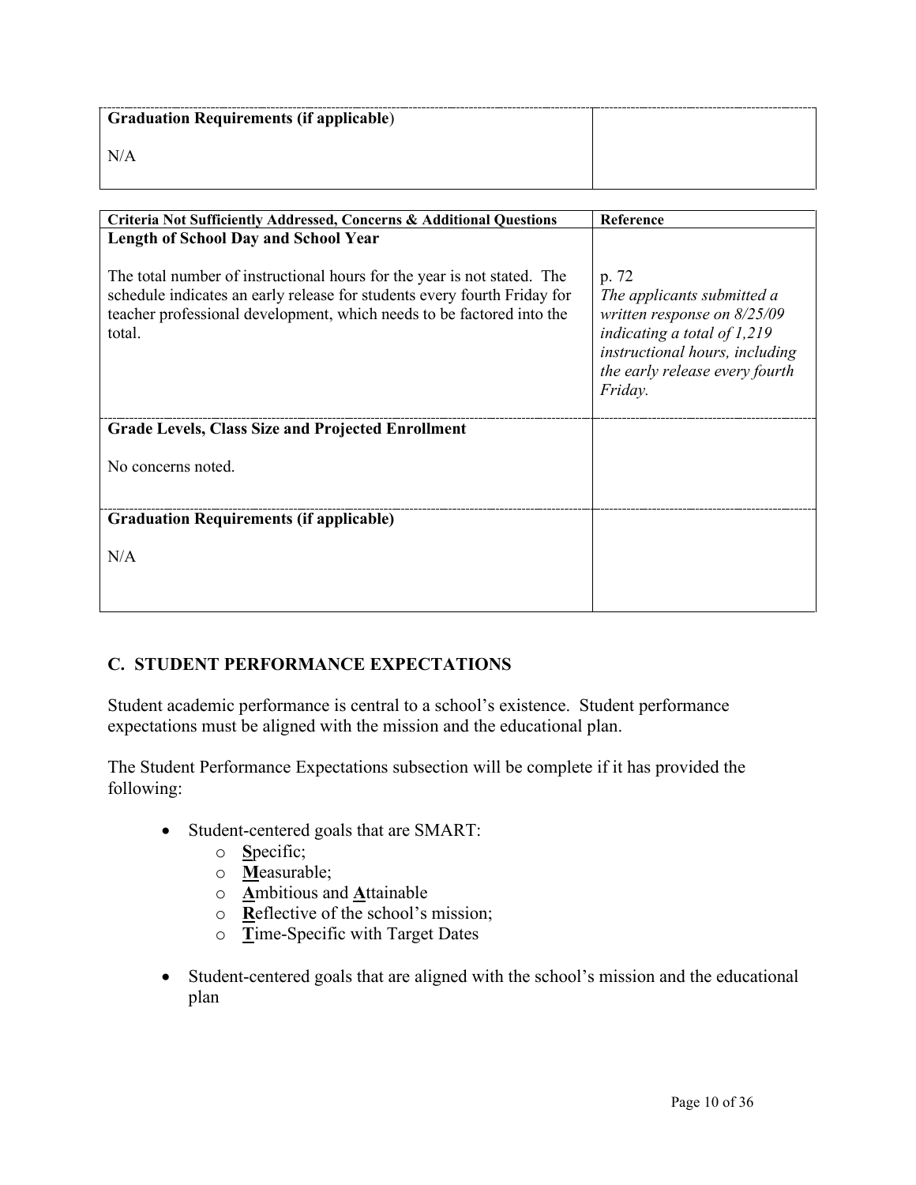| Graduation Requirements (if applicable) | |
| --- | --- |
| N/A | |

| Criteria Not Sufficiently Addressed, Concerns & Additional Questions | Reference |
| --- | --- |
| **Length of School Day and School Year**<br><br>The total number of instructional hours for the year is not stated. The schedule indicates an early release for students every fourth Friday for teacher professional development, which needs to be factored into the total. | p. 72<br>*The applicants submitted a written response on 8/25/09 indicating a total of 1,219 instructional hours, including the early release every fourth Friday.* |
| **Grade Levels, Class Size and Projected Enrollment**<br><br>No concerns noted. | |
| **Graduation Requirements (if applicable)**<br><br>N/A | |

## C. STUDENT PERFORMANCE EXPECTATIONS

Student academic performance is central to a school's existence. Student performance expectations must be aligned with the mission and the educational plan.

The Student Performance Expectations subsection will be complete if it has provided the following:

- Student-centered goals that are SMART:
  - **S**pecific;
  - **M**easurable;
  - **A**mbitious and **A**ttainable
  - **R**eflective of the school's mission;
  - **T**ime-Specific with Target Dates
- Student-centered goals that are aligned with the school's mission and the educational plan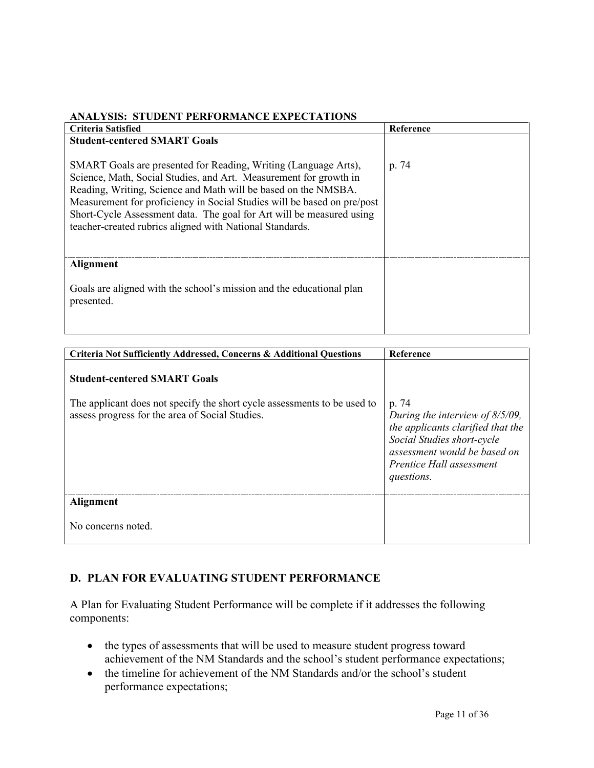**ANALYSIS: STUDENT PERFORMANCE EXPECTATIONS**

| Criteria Satisfied | Reference |
|---|---|
| **Student-centered SMART Goals**<br><br>SMART Goals are presented for Reading, Writing (Language Arts), Science, Math, Social Studies, and Art. Measurement for growth in Reading, Writing, Science and Math will be based on the NMSBA. Measurement for proficiency in Social Studies will be based on pre/post Short-Cycle Assessment data. The goal for Art will be measured using teacher-created rubrics aligned with National Standards. | p. 74 |
| **Alignment**<br><br>Goals are aligned with the school's mission and the educational plan presented. | |

| Criteria Not Sufficiently Addressed, Concerns & Additional Questions | Reference |
|---|---|
| **Student-centered SMART Goals**<br><br>The applicant does not specify the short cycle assessments to be used to assess progress for the area of Social Studies. | p. 74<br>*During the interview of 8/5/09, the applicants clarified that the Social Studies short-cycle assessment would be based on Prentice Hall assessment questions.* |
| **Alignment**<br><br>No concerns noted. | |

## D. PLAN FOR EVALUATING STUDENT PERFORMANCE

A Plan for Evaluating Student Performance will be complete if it addresses the following components:

- the types of assessments that will be used to measure student progress toward achievement of the NM Standards and the school's student performance expectations;
- the timeline for achievement of the NM Standards and/or the school's student performance expectations;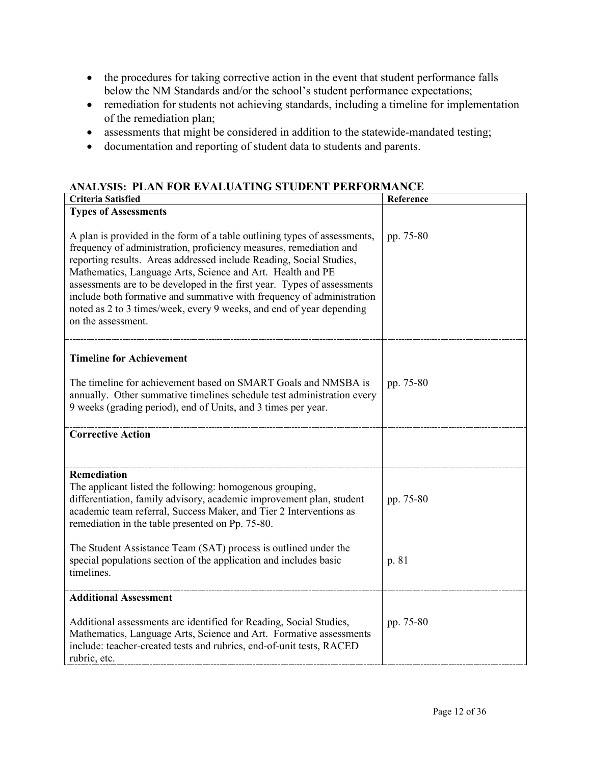- the procedures for taking corrective action in the event that student performance falls below the NM Standards and/or the school's student performance expectations;
- remediation for students not achieving standards, including a timeline for implementation of the remediation plan;
- assessments that might be considered in addition to the statewide-mandated testing;
- documentation and reporting of student data to students and parents.

## ANALYSIS: PLAN FOR EVALUATING STUDENT PERFORMANCE

| Criteria Satisfied | Reference |
|---|---|
| **Types of Assessments**<br><br>A plan is provided in the form of a table outlining types of assessments, frequency of administration, proficiency measures, remediation and reporting results. Areas addressed include Reading, Social Studies, Mathematics, Language Arts, Science and Art. Health and PE assessments are to be developed in the first year. Types of assessments include both formative and summative with frequency of administration noted as 2 to 3 times/week, every 9 weeks, and end of year depending on the assessment. | pp. 75-80 |
| **Timeline for Achievement**<br><br>The timeline for achievement based on SMART Goals and NMSBA is annually. Other summative timelines schedule test administration every 9 weeks (grading period), end of Units, and 3 times per year. | pp. 75-80 |
| **Corrective Action** | |
| **Remediation**<br>The applicant listed the following: homogenous grouping, differentiation, family advisory, academic improvement plan, student academic team referral, Success Maker, and Tier 2 Interventions as remediation in the table presented on Pp. 75-80.<br><br>The Student Assistance Team (SAT) process is outlined under the special populations section of the application and includes basic timelines. | pp. 75-80<br><br>p. 81 |
| **Additional Assessment**<br><br>Additional assessments are identified for Reading, Social Studies, Mathematics, Language Arts, Science and Art. Formative assessments include: teacher-created tests and rubrics, end-of-unit tests, RACED rubric, etc. | pp. 75-80 |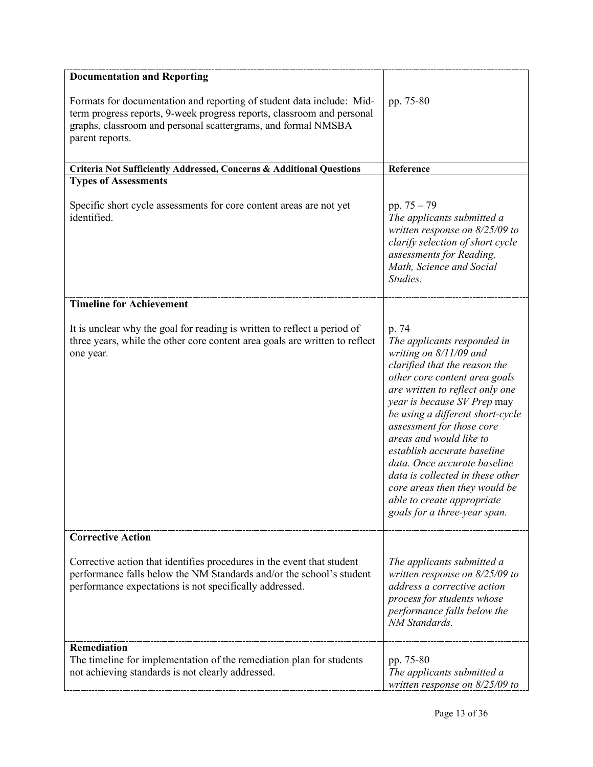| **Documentation and Reporting**<br><br>Formats for documentation and reporting of student data include: Mid-term progress reports, 9-week progress reports, classroom and personal graphs, classroom and personal scattergrams, and formal NMSBA parent reports. | pp. 75-80 |
|---|---|
| **Criteria Not Sufficiently Addressed, Concerns & Additional Questions** | **Reference** |
| **Types of Assessments**<br><br>Specific short cycle assessments for core content areas are not yet identified. | pp. 75 – 79<br>*The applicants submitted a written response on 8/25/09 to clarify selection of short cycle assessments for Reading, Math, Science and Social Studies.* |
| **Timeline for Achievement**<br><br>It is unclear why the goal for reading is written to reflect a period of three years, while the other core content area goals are written to reflect one year. | p. 74<br>*The applicants responded in writing on 8/11/09 and clarified that the reason the other core content area goals are written to reflect only one year is because SV Prep* may *be using a different short-cycle assessment for those core areas and would like to establish accurate baseline data. Once accurate baseline data is collected in these other core areas then they would be able to create appropriate goals for a three-year span.* |
| **Corrective Action**<br><br>Corrective action that identifies procedures in the event that student performance falls below the NM Standards and/or the school's student performance expectations is not specifically addressed. | *The applicants submitted a written response on 8/25/09 to address a corrective action process for students whose performance falls below the NM Standards.* |
| **Remediation**<br>The timeline for implementation of the remediation plan for students not achieving standards is not clearly addressed. | pp. 75-80<br>*The applicants submitted a written response on 8/25/09 to* |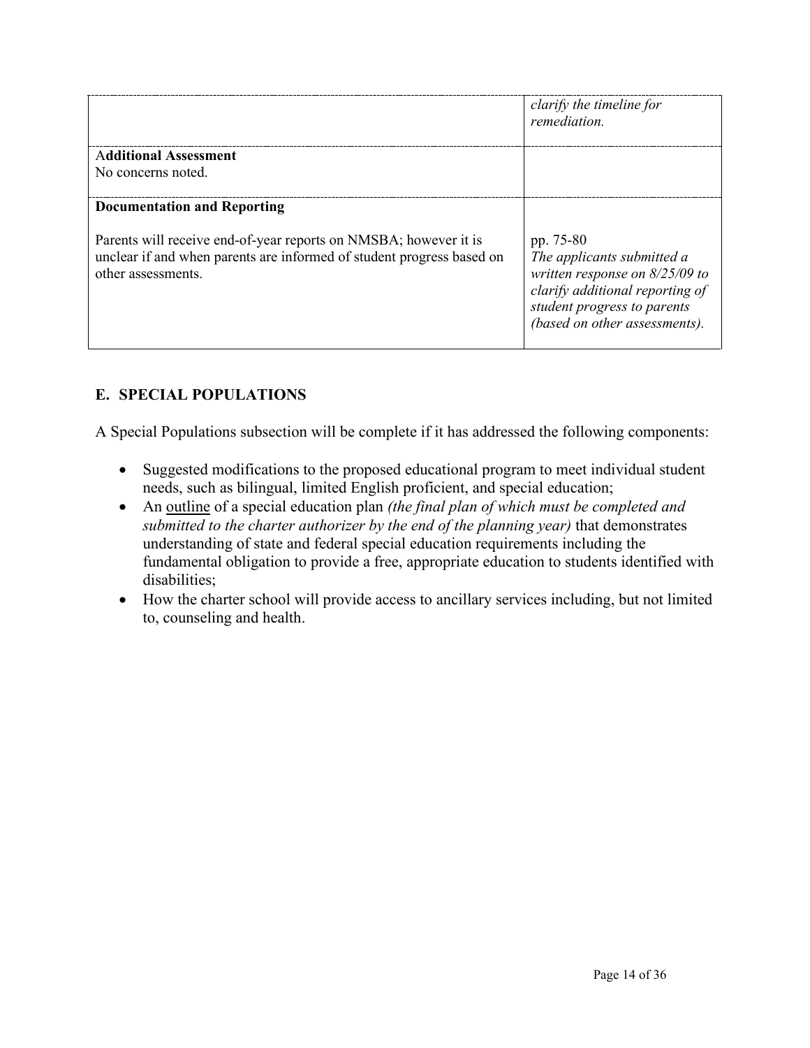| | |
|---|---|
| | *clarify the timeline for remediation.* |
| **Additional Assessment**<br>No concerns noted. | |
| **Documentation and Reporting**<br><br>Parents will receive end-of-year reports on NMSBA; however it is unclear if and when parents are informed of student progress based on other assessments. | pp. 75-80<br>*The applicants submitted a written response on 8/25/09 to clarify additional reporting of student progress to parents (based on other assessments).* |

## E. SPECIAL POPULATIONS

A Special Populations subsection will be complete if it has addressed the following components:

- Suggested modifications to the proposed educational program to meet individual student needs, such as bilingual, limited English proficient, and special education;
- An <u>outline</u> of a special education plan *(the final plan of which must be completed and submitted to the charter authorizer by the end of the planning year)* that demonstrates understanding of state and federal special education requirements including the fundamental obligation to provide a free, appropriate education to students identified with disabilities;
- How the charter school will provide access to ancillary services including, but not limited to, counseling and health.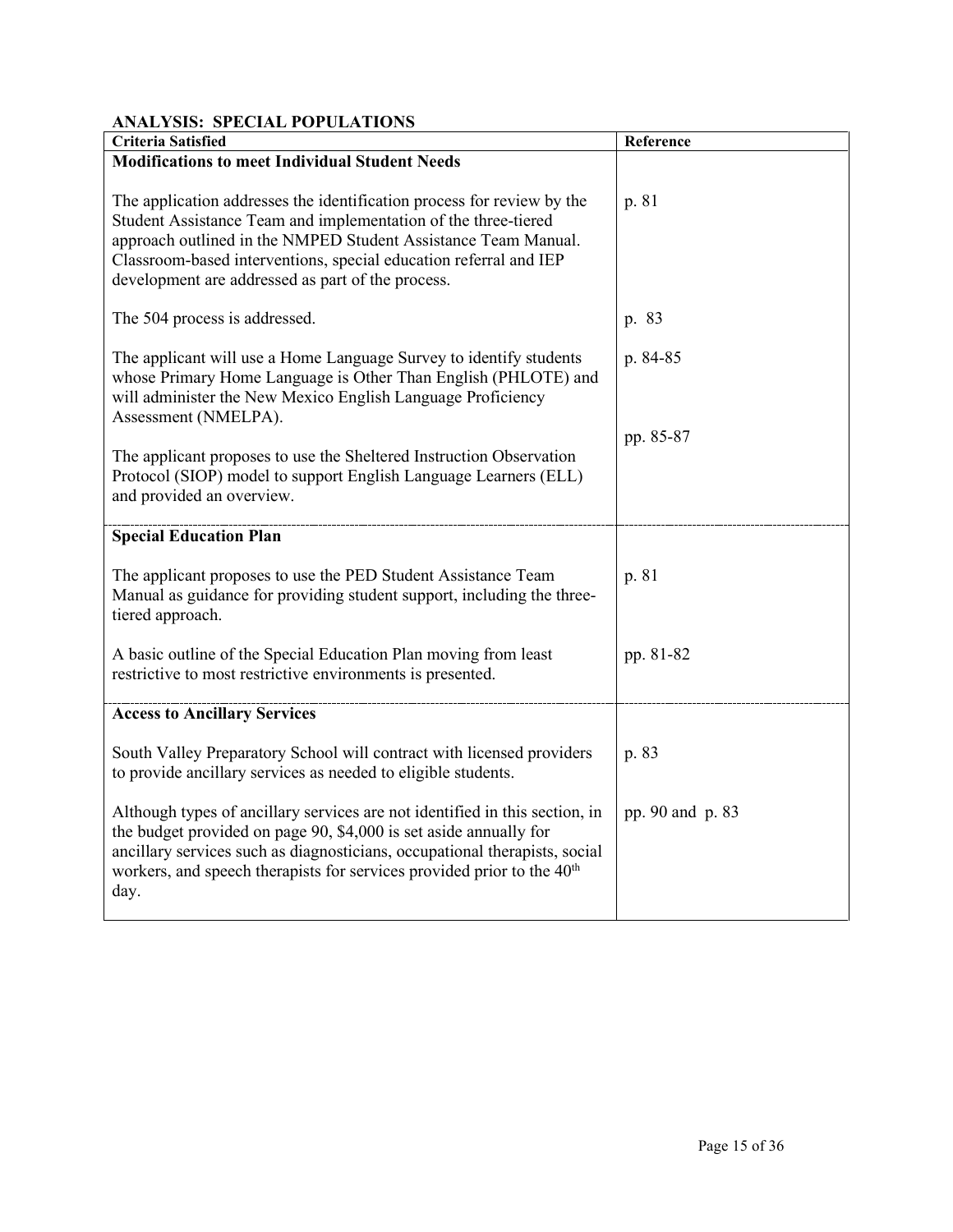## ANALYSIS: SPECIAL POPULATIONS

| Criteria Satisfied | Reference |
|---|---|
| **Modifications to meet Individual Student Needs** | |
| The application addresses the identification process for review by the Student Assistance Team and implementation of the three-tiered approach outlined in the NMPED Student Assistance Team Manual. Classroom-based interventions, special education referral and IEP development are addressed as part of the process. | p. 81 |
| The 504 process is addressed. | p. 83 |
| The applicant will use a Home Language Survey to identify students whose Primary Home Language is Other Than English (PHLOTE) and will administer the New Mexico English Language Proficiency Assessment (NMELPA). | p. 84-85 |
| The applicant proposes to use the Sheltered Instruction Observation Protocol (SIOP) model to support English Language Learners (ELL) and provided an overview. | pp. 85-87 |
| **Special Education Plan** | |
| The applicant proposes to use the PED Student Assistance Team Manual as guidance for providing student support, including the three-tiered approach. | p. 81 |
| A basic outline of the Special Education Plan moving from least restrictive to most restrictive environments is presented. | pp. 81-82 |
| **Access to Ancillary Services** | |
| South Valley Preparatory School will contract with licensed providers to provide ancillary services as needed to eligible students. | p. 83 |
| Although types of ancillary services are not identified in this section, in the budget provided on page 90, $4,000 is set aside annually for ancillary services such as diagnosticians, occupational therapists, social workers, and speech therapists for services provided prior to the 40th day. | pp. 90 and p. 83 |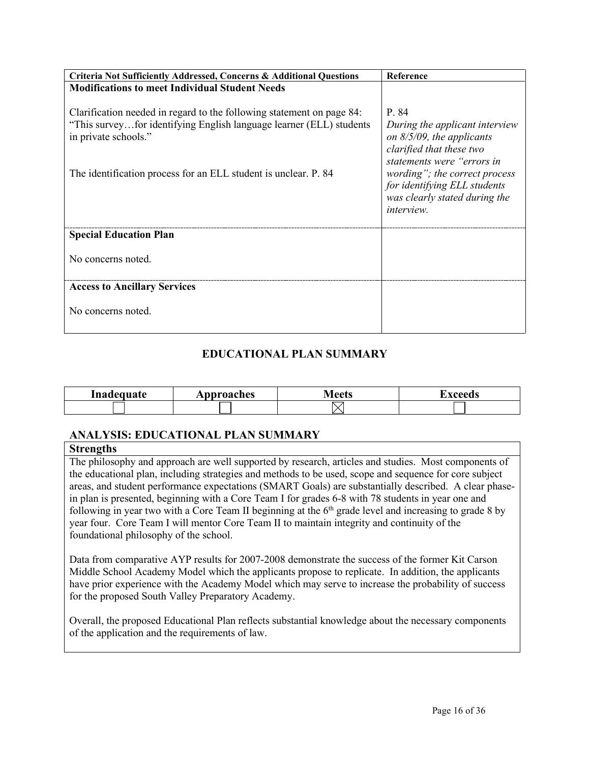| Criteria Not Sufficiently Addressed, Concerns & Additional Questions | Reference |
|---|---|
| **Modifications to meet Individual Student Needs**<br><br>Clarification needed in regard to the following statement on page 84: "This survey…for identifying English language learner (ELL) students in private schools."<br><br>The identification process for an ELL student is unclear. P. 84 | P. 84<br>*During the applicant interview on 8/5/09, the applicants clarified that these two statements were "errors in wording"; the correct process for identifying ELL students was clearly stated during the interview.* |
| **Special Education Plan**<br><br>No concerns noted. | |
| **Access to Ancillary Services**<br><br>No concerns noted. | |

## EDUCATIONAL PLAN SUMMARY

| Inadequate | Approaches | Meets | Exceeds |
|---|---|---|---|
| ☐ | ☐ | ☒ | ☐ |

## ANALYSIS: EDUCATIONAL PLAN SUMMARY

**Strengths**

The philosophy and approach are well supported by research, articles and studies. Most components of the educational plan, including strategies and methods to be used, scope and sequence for core subject areas, and student performance expectations (SMART Goals) are substantially described. A clear phase-in plan is presented, beginning with a Core Team I for grades 6-8 with 78 students in year one and following in year two with a Core Team II beginning at the 6th grade level and increasing to grade 8 by year four. Core Team I will mentor Core Team II to maintain integrity and continuity of the foundational philosophy of the school.

Data from comparative AYP results for 2007-2008 demonstrate the success of the former Kit Carson Middle School Academy Model which the applicants propose to replicate. In addition, the applicants have prior experience with the Academy Model which may serve to increase the probability of success for the proposed South Valley Preparatory Academy.

Overall, the proposed Educational Plan reflects substantial knowledge about the necessary components of the application and the requirements of law.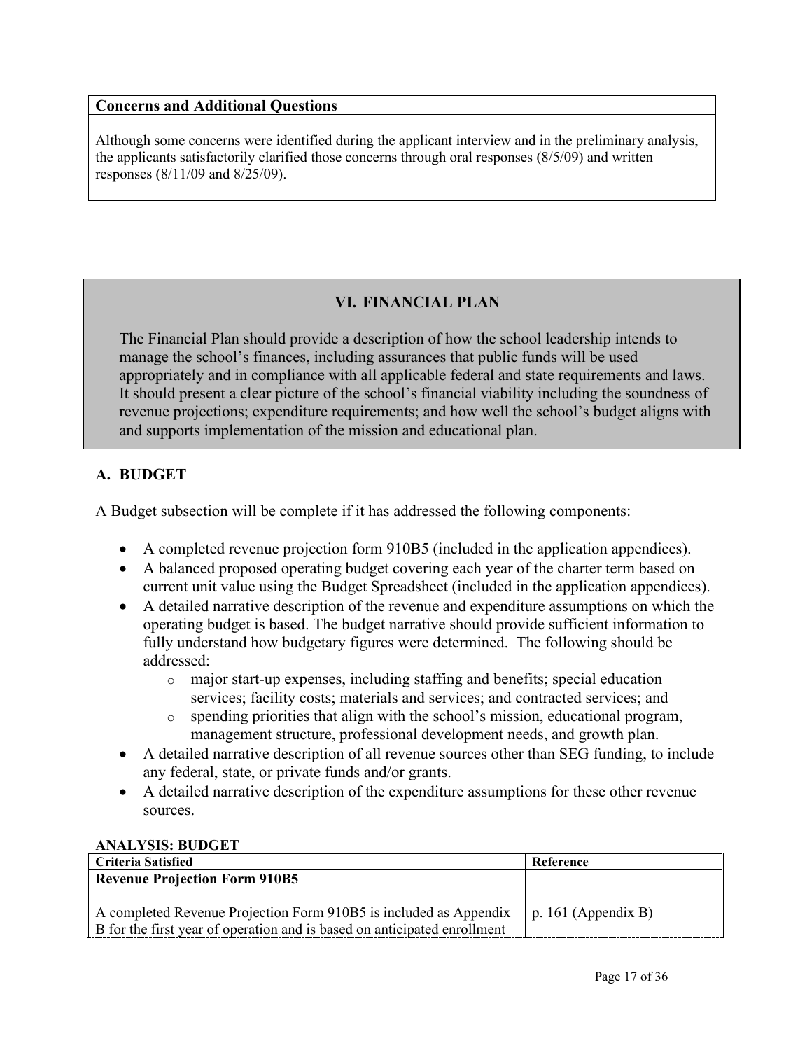| Concerns and Additional Questions |
|---|
| Although some concerns were identified during the applicant interview and in the preliminary analysis, the applicants satisfactorily clarified those concerns through oral responses (8/5/09) and written responses (8/11/09 and 8/25/09). |

## VI. FINANCIAL PLAN

The Financial Plan should provide a description of how the school leadership intends to manage the school's finances, including assurances that public funds will be used appropriately and in compliance with all applicable federal and state requirements and laws. It should present a clear picture of the school's financial viability including the soundness of revenue projections; expenditure requirements; and how well the school's budget aligns with and supports implementation of the mission and educational plan.

### A. BUDGET

A Budget subsection will be complete if it has addressed the following components:

- A completed revenue projection form 910B5 (included in the application appendices).
- A balanced proposed operating budget covering each year of the charter term based on current unit value using the Budget Spreadsheet (included in the application appendices).
- A detailed narrative description of the revenue and expenditure assumptions on which the operating budget is based. The budget narrative should provide sufficient information to fully understand how budgetary figures were determined. The following should be addressed:
  - major start-up expenses, including staffing and benefits; special education services; facility costs; materials and services; and contracted services; and
  - spending priorities that align with the school's mission, educational program, management structure, professional development needs, and growth plan.
- A detailed narrative description of all revenue sources other than SEG funding, to include any federal, state, or private funds and/or grants.
- A detailed narrative description of the expenditure assumptions for these other revenue sources.

**ANALYSIS: BUDGET**

| Criteria Satisfied | Reference |
|---|---|
| **Revenue Projection Form 910B5** | |
| A completed Revenue Projection Form 910B5 is included as Appendix B for the first year of operation and is based on anticipated enrollment | p. 161 (Appendix B) |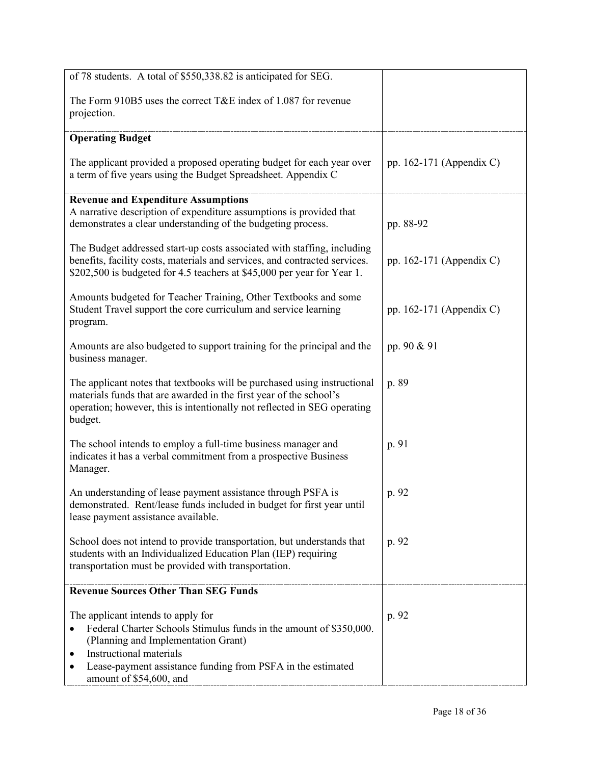| | |
|---|---|
| of 78 students. A total of $550,338.82 is anticipated for SEG.<br><br>The Form 910B5 uses the correct T&E index of 1.087 for revenue projection. | |
| **Operating Budget**<br><br>The applicant provided a proposed operating budget for each year over a term of five years using the Budget Spreadsheet. Appendix C | pp. 162-171 (Appendix C) |
| **Revenue and Expenditure Assumptions**<br>A narrative description of expenditure assumptions is provided that demonstrates a clear understanding of the budgeting process. | pp. 88-92 |
| The Budget addressed start-up costs associated with staffing, including benefits, facility costs, materials and services, and contracted services. $202,500 is budgeted for 4.5 teachers at $45,000 per year for Year 1. | pp. 162-171 (Appendix C) |
| Amounts budgeted for Teacher Training, Other Textbooks and some Student Travel support the core curriculum and service learning program. | pp. 162-171 (Appendix C) |
| Amounts are also budgeted to support training for the principal and the business manager. | pp. 90 & 91 |
| The applicant notes that textbooks will be purchased using instructional materials funds that are awarded in the first year of the school's operation; however, this is intentionally not reflected in SEG operating budget. | p. 89 |
| The school intends to employ a full-time business manager and indicates it has a verbal commitment from a prospective Business Manager. | p. 91 |
| An understanding of lease payment assistance through PSFA is demonstrated. Rent/lease funds included in budget for first year until lease payment assistance available. | p. 92 |
| School does not intend to provide transportation, but understands that students with an Individualized Education Plan (IEP) requiring transportation must be provided with transportation. | p. 92 |
| **Revenue Sources Other Than SEG Funds**<br><br>The applicant intends to apply for<br>• Federal Charter Schools Stimulus funds in the amount of $350,000. (Planning and Implementation Grant)<br>• Instructional materials<br>• Lease-payment assistance funding from PSFA in the estimated amount of $54,600, and | p. 92 |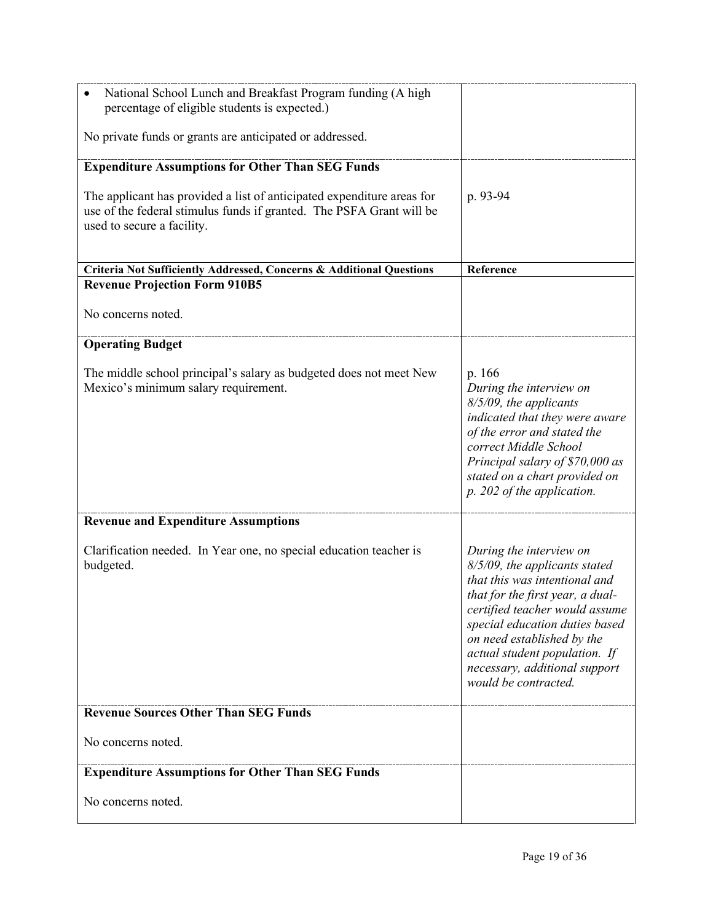| | |
|---|---|
| • National School Lunch and Breakfast Program funding (A high percentage of eligible students is expected.)<br><br>No private funds or grants are anticipated or addressed. | |
| **Expenditure Assumptions for Other Than SEG Funds**<br><br>The applicant has provided a list of anticipated expenditure areas for use of the federal stimulus funds if granted. The PSFA Grant will be used to secure a facility. | p. 93-94 |

| Criteria Not Sufficiently Addressed, Concerns & Additional Questions | Reference |
|---|---|
| **Revenue Projection Form 910B5**<br><br>No concerns noted. | |
| **Operating Budget**<br><br>The middle school principal's salary as budgeted does not meet New Mexico's minimum salary requirement. | p. 166<br>*During the interview on 8/5/09, the applicants indicated that they were aware of the error and stated the correct Middle School Principal salary of $70,000 as stated on a chart provided on p. 202 of the application.* |
| **Revenue and Expenditure Assumptions**<br><br>Clarification needed. In Year one, no special education teacher is budgeted. | *During the interview on 8/5/09, the applicants stated that this was intentional and that for the first year, a dual-certified teacher would assume special education duties based on need established by the actual student population. If necessary, additional support would be contracted.* |
| **Revenue Sources Other Than SEG Funds**<br><br>No concerns noted. | |
| **Expenditure Assumptions for Other Than SEG Funds**<br><br>No concerns noted. | |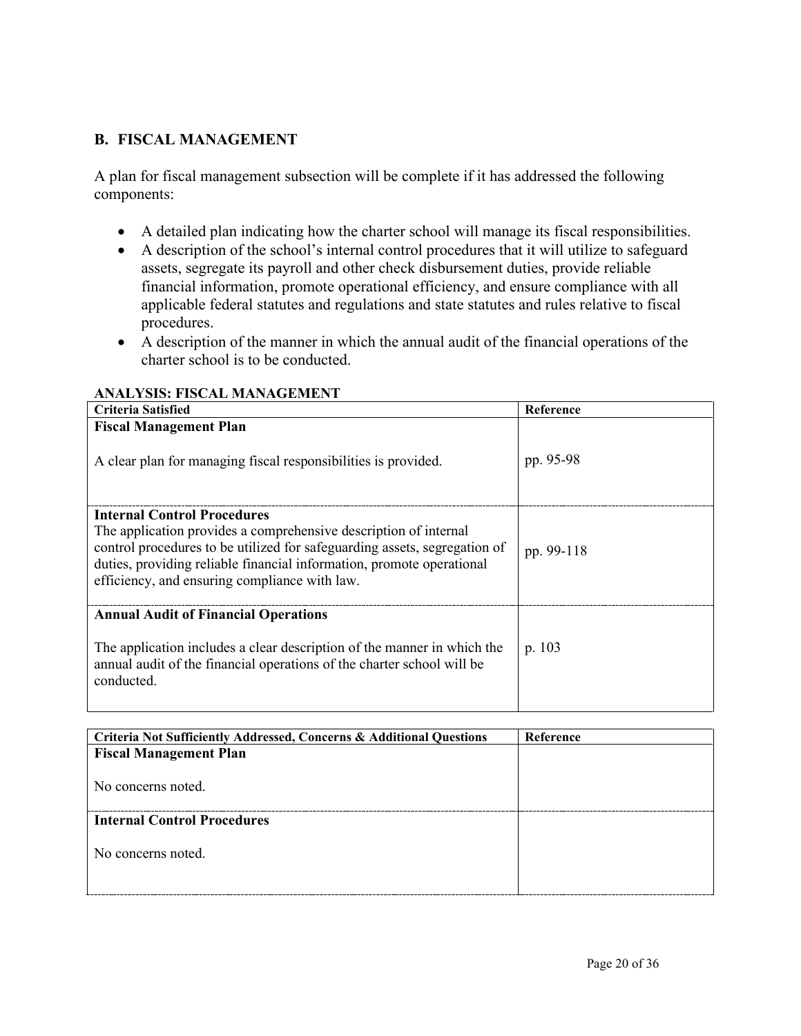## B. FISCAL MANAGEMENT

A plan for fiscal management subsection will be complete if it has addressed the following components:

- A detailed plan indicating how the charter school will manage its fiscal responsibilities.
- A description of the school's internal control procedures that it will utilize to safeguard assets, segregate its payroll and other check disbursement duties, provide reliable financial information, promote operational efficiency, and ensure compliance with all applicable federal statutes and regulations and state statutes and rules relative to fiscal procedures.
- A description of the manner in which the annual audit of the financial operations of the charter school is to be conducted.

**ANALYSIS: FISCAL MANAGEMENT**

| Criteria Satisfied | Reference |
|---|---|
| **Fiscal Management Plan**<br><br>A clear plan for managing fiscal responsibilities is provided. | pp. 95-98 |
| **Internal Control Procedures**<br>The application provides a comprehensive description of internal control procedures to be utilized for safeguarding assets, segregation of duties, providing reliable financial information, promote operational efficiency, and ensuring compliance with law. | pp. 99-118 |
| **Annual Audit of Financial Operations**<br><br>The application includes a clear description of the manner in which the annual audit of the financial operations of the charter school will be conducted. | p. 103 |

| Criteria Not Sufficiently Addressed, Concerns & Additional Questions | Reference |
|---|---|
| **Fiscal Management Plan**<br><br>No concerns noted. | |
| **Internal Control Procedures**<br><br>No concerns noted. | |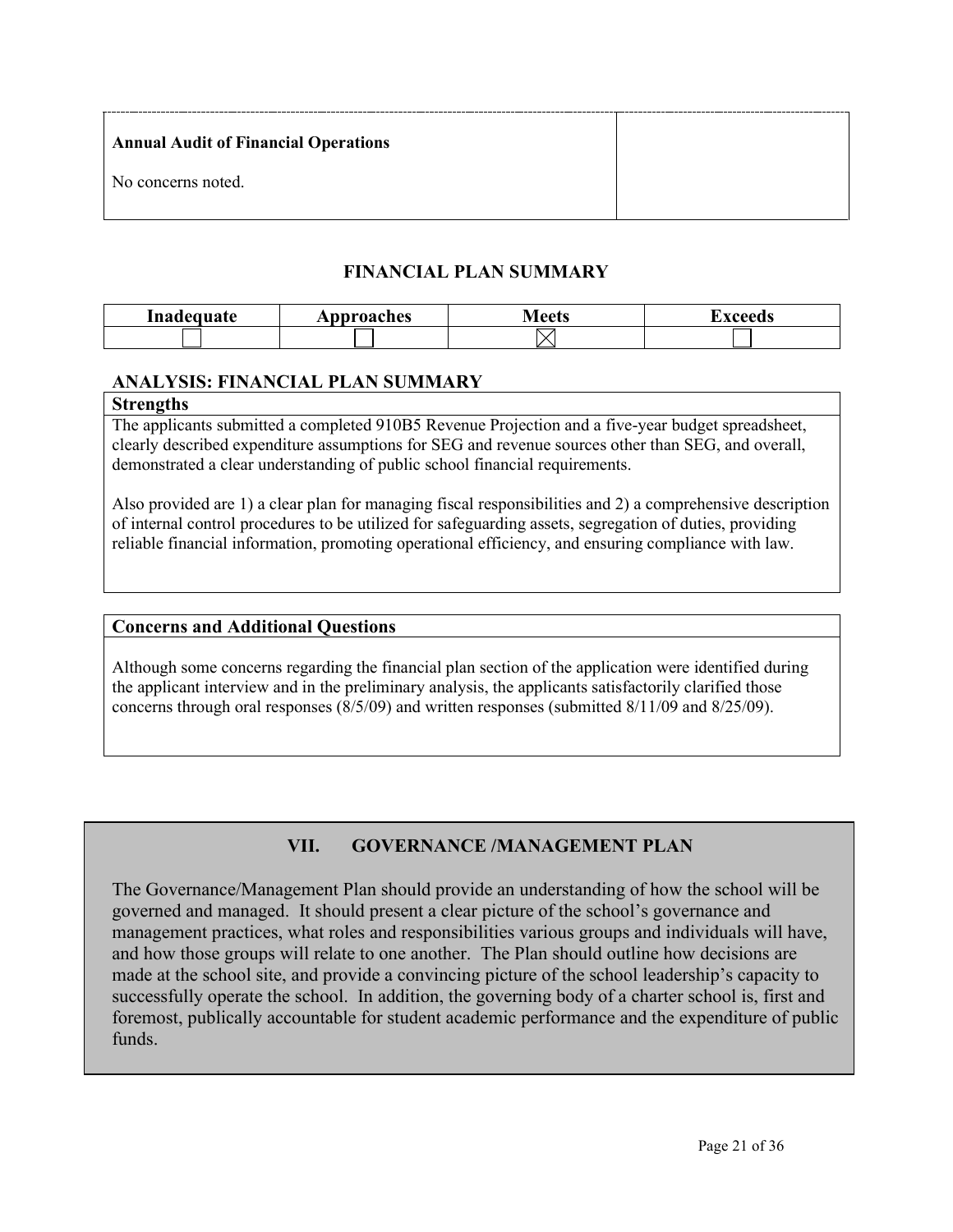| **Annual Audit of Financial Operations**<br><br>No concerns noted. | |
|---|---|

## FINANCIAL PLAN SUMMARY

| Inadequate | Approaches | Meets | Exceeds |
|---|---|---|---|
| ☐ | ☐ | ☒ | ☐ |

### ANALYSIS: FINANCIAL PLAN SUMMARY

**Strengths**

The applicants submitted a completed 910B5 Revenue Projection and a five-year budget spreadsheet, clearly described expenditure assumptions for SEG and revenue sources other than SEG, and overall, demonstrated a clear understanding of public school financial requirements.

Also provided are 1) a clear plan for managing fiscal responsibilities and 2) a comprehensive description of internal control procedures to be utilized for safeguarding assets, segregation of duties, providing reliable financial information, promoting operational efficiency, and ensuring compliance with law.

**Concerns and Additional Questions**

Although some concerns regarding the financial plan section of the application were identified during the applicant interview and in the preliminary analysis, the applicants satisfactorily clarified those concerns through oral responses (8/5/09) and written responses (submitted 8/11/09 and 8/25/09).

## VII. GOVERNANCE /MANAGEMENT PLAN

The Governance/Management Plan should provide an understanding of how the school will be governed and managed. It should present a clear picture of the school's governance and management practices, what roles and responsibilities various groups and individuals will have, and how those groups will relate to one another. The Plan should outline how decisions are made at the school site, and provide a convincing picture of the school leadership's capacity to successfully operate the school. In addition, the governing body of a charter school is, first and foremost, publically accountable for student academic performance and the expenditure of public funds.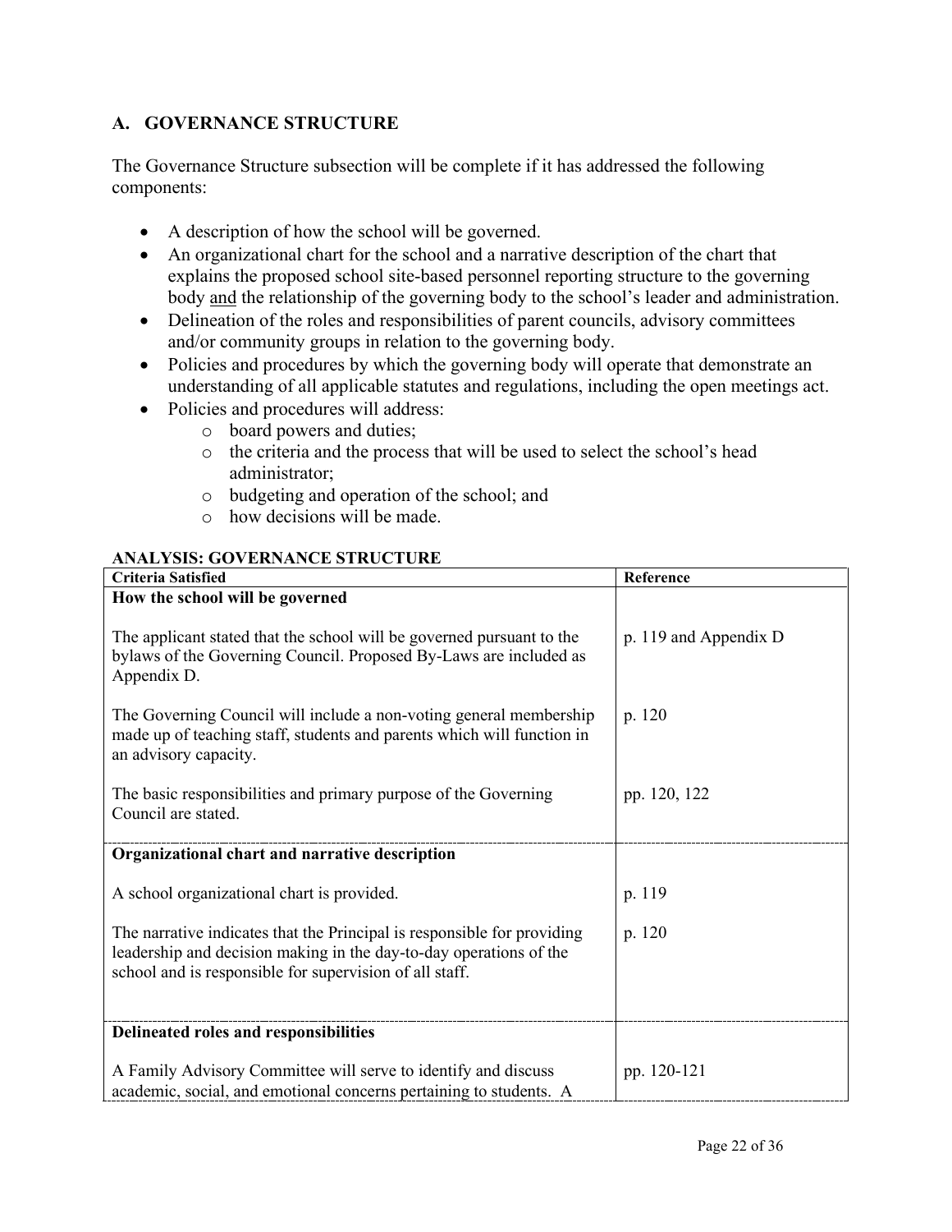## A. GOVERNANCE STRUCTURE

The Governance Structure subsection will be complete if it has addressed the following components:

- A description of how the school will be governed.
- An organizational chart for the school and a narrative description of the chart that explains the proposed school site-based personnel reporting structure to the governing body and the relationship of the governing body to the school's leader and administration.
- Delineation of the roles and responsibilities of parent councils, advisory committees and/or community groups in relation to the governing body.
- Policies and procedures by which the governing body will operate that demonstrate an understanding of all applicable statutes and regulations, including the open meetings act.
- Policies and procedures will address:
  - board powers and duties;
  - the criteria and the process that will be used to select the school's head administrator;
  - budgeting and operation of the school; and
  - how decisions will be made.

**ANALYSIS: GOVERNANCE STRUCTURE**

| Criteria Satisfied | Reference |
|---|---|
| **How the school will be governed** | |
| The applicant stated that the school will be governed pursuant to the bylaws of the Governing Council. Proposed By-Laws are included as Appendix D. | p. 119 and Appendix D |
| The Governing Council will include a non-voting general membership made up of teaching staff, students and parents which will function in an advisory capacity. | p. 120 |
| The basic responsibilities and primary purpose of the Governing Council are stated. | pp. 120, 122 |
| **Organizational chart and narrative description** | |
| A school organizational chart is provided. | p. 119 |
| The narrative indicates that the Principal is responsible for providing leadership and decision making in the day-to-day operations of the school and is responsible for supervision of all staff. | p. 120 |
| **Delineated roles and responsibilities** | |
| A Family Advisory Committee will serve to identify and discuss academic, social, and emotional concerns pertaining to students. A | pp. 120-121 |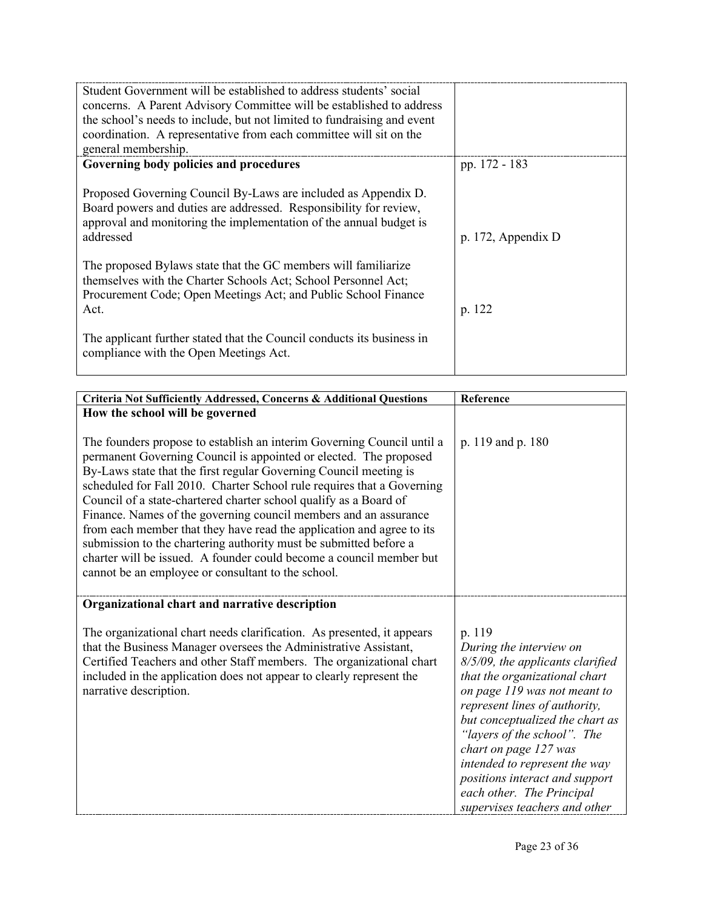| | |
|---|---|
| Student Government will be established to address students' social concerns. A Parent Advisory Committee will be established to address the school's needs to include, but not limited to fundraising and event coordination. A representative from each committee will sit on the general membership. | |
| **Governing body policies and procedures**<br><br>Proposed Governing Council By-Laws are included as Appendix D. Board powers and duties are addressed. Responsibility for review, approval and monitoring the implementation of the annual budget is addressed<br><br>The proposed Bylaws state that the GC members will familiarize themselves with the Charter Schools Act; School Personnel Act; Procurement Code; Open Meetings Act; and Public School Finance Act.<br><br>The applicant further stated that the Council conducts its business in compliance with the Open Meetings Act. | pp. 172 - 183<br><br>p. 172, Appendix D<br><br>p. 122 |

| Criteria Not Sufficiently Addressed, Concerns & Additional Questions | Reference |
|---|---|
| **How the school will be governed**<br><br>The founders propose to establish an interim Governing Council until a permanent Governing Council is appointed or elected. The proposed By-Laws state that the first regular Governing Council meeting is scheduled for Fall 2010. Charter School rule requires that a Governing Council of a state-chartered charter school qualify as a Board of Finance. Names of the governing council members and an assurance from each member that they have read the application and agree to its submission to the chartering authority must be submitted before a charter will be issued. A founder could become a council member but cannot be an employee or consultant to the school. | p. 119 and p. 180 |
| **Organizational chart and narrative description**<br><br>The organizational chart needs clarification. As presented, it appears that the Business Manager oversees the Administrative Assistant, Certified Teachers and other Staff members. The organizational chart included in the application does not appear to clearly represent the narrative description. | p. 119<br>*During the interview on 8/5/09, the applicants clarified that the organizational chart on page 119 was not meant to represent lines of authority, but conceptualized the chart as "layers of the school". The chart on page 127 was intended to represent the way positions interact and support each other. The Principal supervises teachers and other* |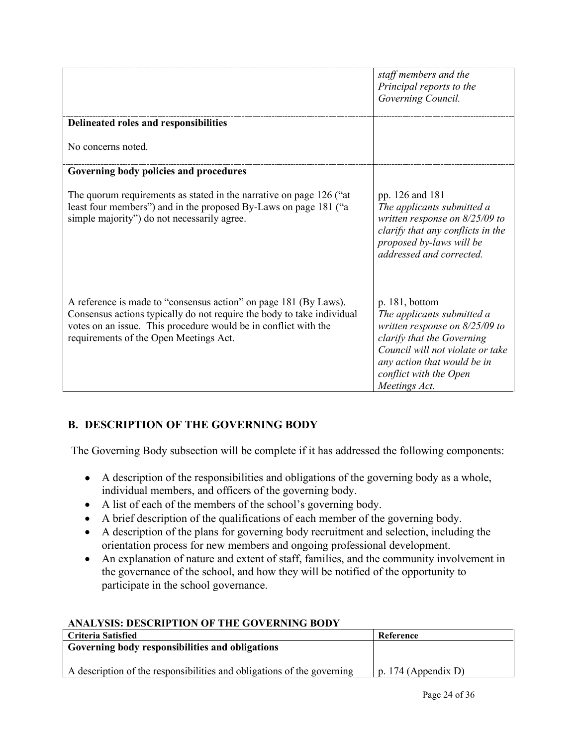| | |
|---|---|
| | *staff members and the Principal reports to the Governing Council.* |
| **Delineated roles and responsibilities**<br><br>No concerns noted. | |
| **Governing body policies and procedures**<br><br>The quorum requirements as stated in the narrative on page 126 ("at least four members") and in the proposed By-Laws on page 181 ("a simple majority") do not necessarily agree. | pp. 126 and 181<br>*The applicants submitted a written response on 8/25/09 to clarify that any conflicts in the proposed by-laws will be addressed and corrected.* |
| A reference is made to "consensus action" on page 181 (By Laws). Consensus actions typically do not require the body to take individual votes on an issue. This procedure would be in conflict with the requirements of the Open Meetings Act. | p. 181, bottom<br>*The applicants submitted a written response on 8/25/09 to clarify that the Governing Council will not violate or take any action that would be in conflict with the Open Meetings Act.* |

## B. DESCRIPTION OF THE GOVERNING BODY

The Governing Body subsection will be complete if it has addressed the following components:

- A description of the responsibilities and obligations of the governing body as a whole, individual members, and officers of the governing body.
- A list of each of the members of the school's governing body.
- A brief description of the qualifications of each member of the governing body.
- A description of the plans for governing body recruitment and selection, including the orientation process for new members and ongoing professional development.
- An explanation of nature and extent of staff, families, and the community involvement in the governance of the school, and how they will be notified of the opportunity to participate in the school governance.

**ANALYSIS: DESCRIPTION OF THE GOVERNING BODY**

| Criteria Satisfied | Reference |
|---|---|
| **Governing body responsibilities and obligations**<br><br>A description of the responsibilities and obligations of the governing | p. 174 (Appendix D) |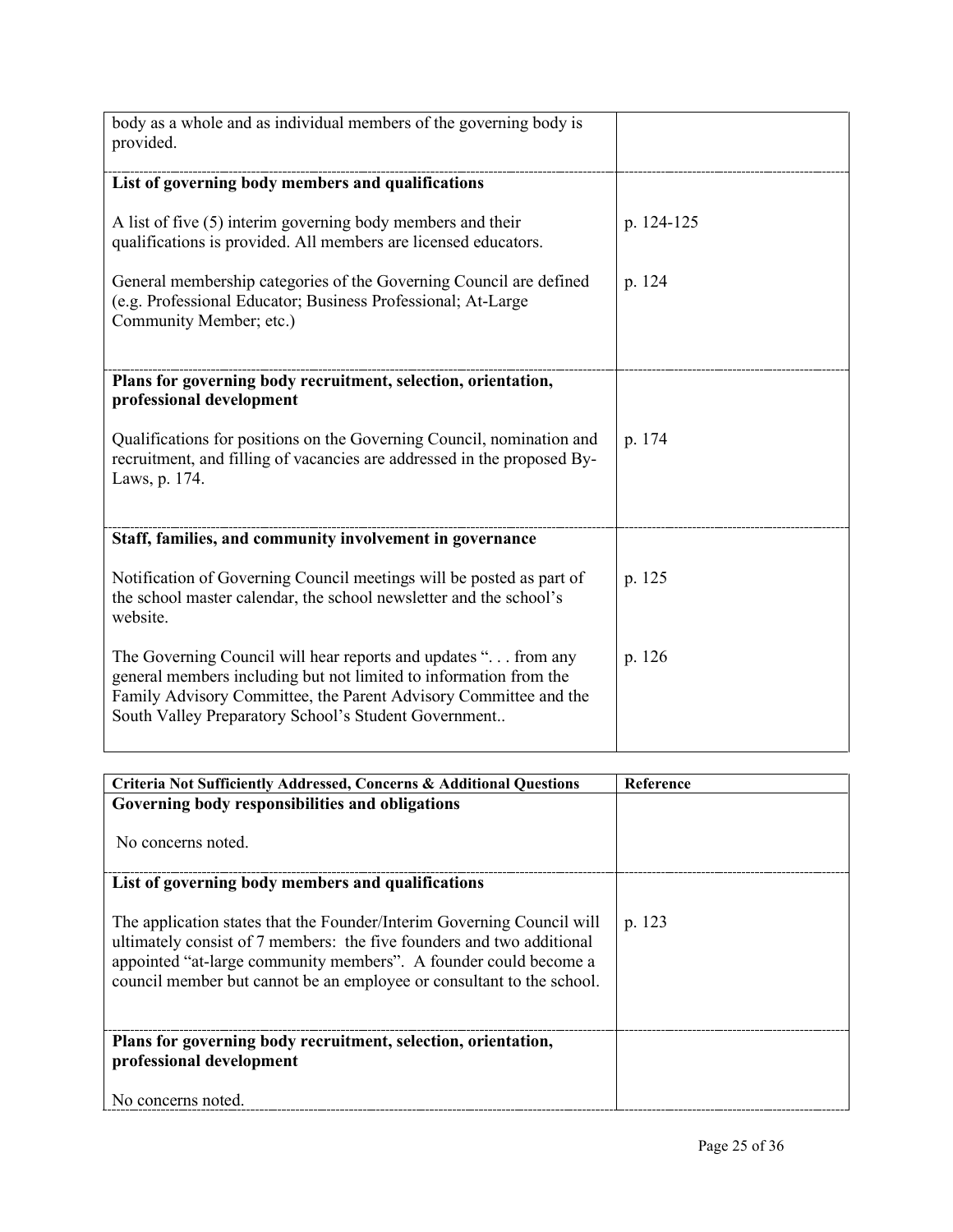| | |
|---|---|
| body as a whole and as individual members of the governing body is provided. | |
| **List of governing body members and qualifications**<br><br>A list of five (5) interim governing body members and their qualifications is provided. All members are licensed educators.<br><br>General membership categories of the Governing Council are defined (e.g. Professional Educator; Business Professional; At-Large Community Member; etc.) | <br><br>p. 124-125<br><br>p. 124 |
| **Plans for governing body recruitment, selection, orientation, professional development**<br><br>Qualifications for positions on the Governing Council, nomination and recruitment, and filling of vacancies are addressed in the proposed By-Laws, p. 174. | <br><br>p. 174 |
| **Staff, families, and community involvement in governance**<br><br>Notification of Governing Council meetings will be posted as part of the school master calendar, the school newsletter and the school's website.<br><br>The Governing Council will hear reports and updates ". . . from any general members including but not limited to information from the Family Advisory Committee, the Parent Advisory Committee and the South Valley Preparatory School's Student Government.. | <br><br>p. 125<br><br>p. 126 |

| Criteria Not Sufficiently Addressed, Concerns & Additional Questions | Reference |
|---|---|
| **Governing body responsibilities and obligations**<br><br>No concerns noted. | |
| **List of governing body members and qualifications**<br><br>The application states that the Founder/Interim Governing Council will ultimately consist of 7 members: the five founders and two additional appointed "at-large community members". A founder could become a council member but cannot be an employee or consultant to the school. | <br><br>p. 123 |
| **Plans for governing body recruitment, selection, orientation, professional development**<br><br>No concerns noted. | |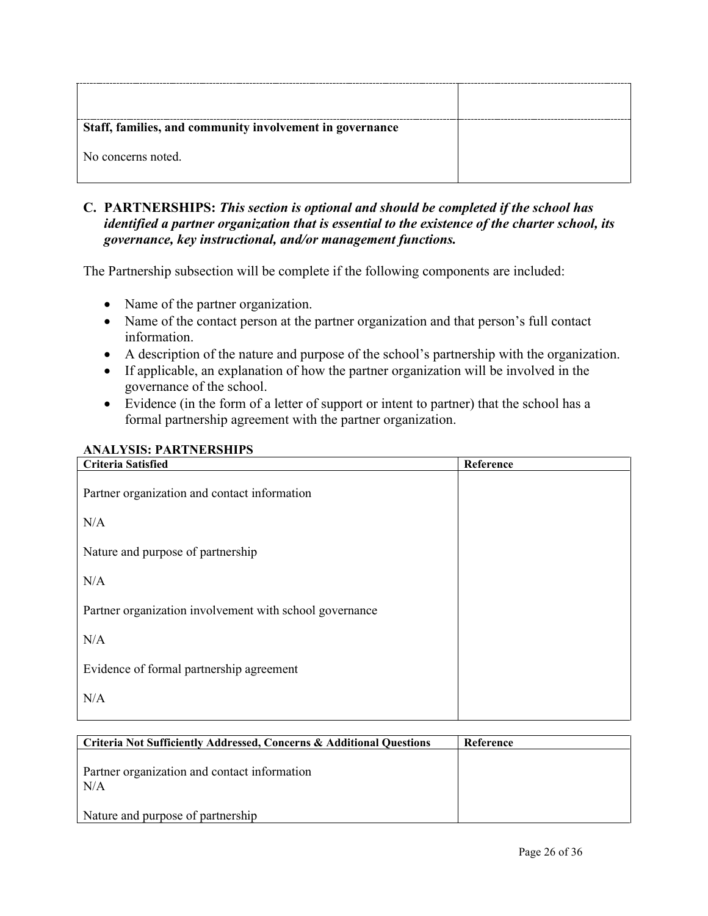| | |
|---|---|
| | |
| **Staff, families, and community involvement in governance**<br><br>No concerns noted. | |

## C. PARTNERSHIPS: *This section is optional and should be completed if the school has identified a partner organization that is essential to the existence of the charter school, its governance, key instructional, and/or management functions.*

The Partnership subsection will be complete if the following components are included:

- Name of the partner organization.
- Name of the contact person at the partner organization and that person's full contact information.
- A description of the nature and purpose of the school's partnership with the organization.
- If applicable, an explanation of how the partner organization will be involved in the governance of the school.
- Evidence (in the form of a letter of support or intent to partner) that the school has a formal partnership agreement with the partner organization.

**ANALYSIS: PARTNERSHIPS**

| Criteria Satisfied | Reference |
|---|---|
| Partner organization and contact information<br><br>N/A<br><br>Nature and purpose of partnership<br><br>N/A<br><br>Partner organization involvement with school governance<br><br>N/A<br><br>Evidence of formal partnership agreement<br><br>N/A | |

| Criteria Not Sufficiently Addressed, Concerns & Additional Questions | Reference |
|---|---|
| Partner organization and contact information<br>N/A<br><br>Nature and purpose of partnership | |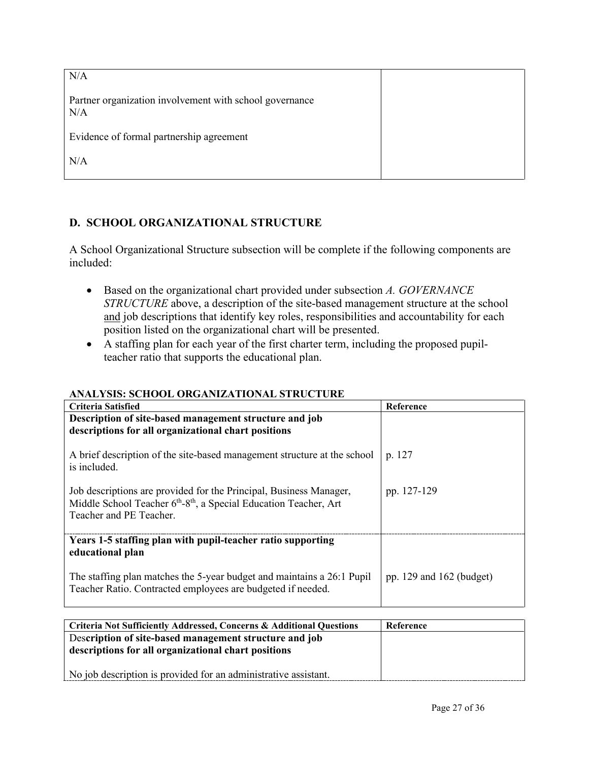| | |
|---|---|
| N/A<br><br>Partner organization involvement with school governance<br>N/A<br><br>Evidence of formal partnership agreement<br><br>N/A | |

## D. SCHOOL ORGANIZATIONAL STRUCTURE

A School Organizational Structure subsection will be complete if the following components are included:

- Based on the organizational chart provided under subsection *A. GOVERNANCE STRUCTURE* above, a description of the site-based management structure at the school <u>and</u> job descriptions that identify key roles, responsibilities and accountability for each position listed on the organizational chart will be presented.
- A staffing plan for each year of the first charter term, including the proposed pupil-teacher ratio that supports the educational plan.

**ANALYSIS: SCHOOL ORGANIZATIONAL STRUCTURE**

| Criteria Satisfied | Reference |
|---|---|
| **Description of site-based management structure and job descriptions for all organizational chart positions** | |
| A brief description of the site-based management structure at the school is included. | p. 127 |
| Job descriptions are provided for the Principal, Business Manager, Middle School Teacher 6th-8th, a Special Education Teacher, Art Teacher and PE Teacher. | pp. 127-129 |
| **Years 1-5 staffing plan with pupil-teacher ratio supporting educational plan** | |
| The staffing plan matches the 5-year budget and maintains a 26:1 Pupil Teacher Ratio. Contracted employees are budgeted if needed. | pp. 129 and 162 (budget) |

| Criteria Not Sufficiently Addressed, Concerns & Additional Questions | Reference |
|---|---|
| **Description of site-based management structure and job descriptions for all organizational chart positions** | |
| No job description is provided for an administrative assistant. | |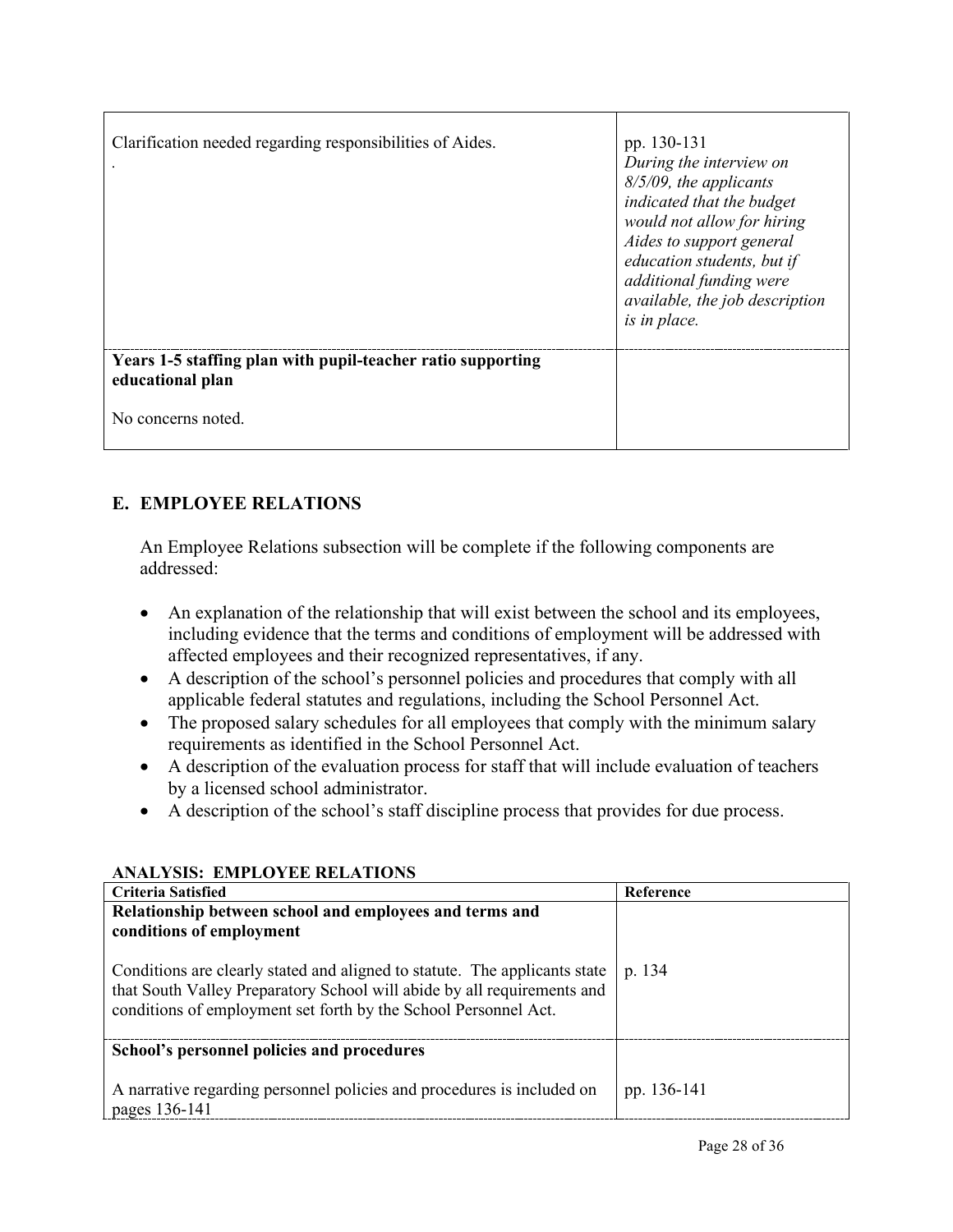| | |
|---|---|
| Clarification needed regarding responsibilities of Aides.<br>. | pp. 130-131<br>*During the interview on 8/5/09, the applicants indicated that the budget would not allow for hiring Aides to support general education students, but if additional funding were available, the job description is in place.* |
| **Years 1-5 staffing plan with pupil-teacher ratio supporting educational plan**<br><br>No concerns noted. | |

## E. EMPLOYEE RELATIONS

An Employee Relations subsection will be complete if the following components are addressed:

- An explanation of the relationship that will exist between the school and its employees, including evidence that the terms and conditions of employment will be addressed with affected employees and their recognized representatives, if any.
- A description of the school's personnel policies and procedures that comply with all applicable federal statutes and regulations, including the School Personnel Act.
- The proposed salary schedules for all employees that comply with the minimum salary requirements as identified in the School Personnel Act.
- A description of the evaluation process for staff that will include evaluation of teachers by a licensed school administrator.
- A description of the school's staff discipline process that provides for due process.

**ANALYSIS: EMPLOYEE RELATIONS**

| Criteria Satisfied | Reference |
|---|---|
| **Relationship between school and employees and terms and conditions of employment**<br><br>Conditions are clearly stated and aligned to statute. The applicants state that South Valley Preparatory School will abide by all requirements and conditions of employment set forth by the School Personnel Act. | p. 134 |
| **School's personnel policies and procedures**<br><br>A narrative regarding personnel policies and procedures is included on pages 136-141 | pp. 136-141 |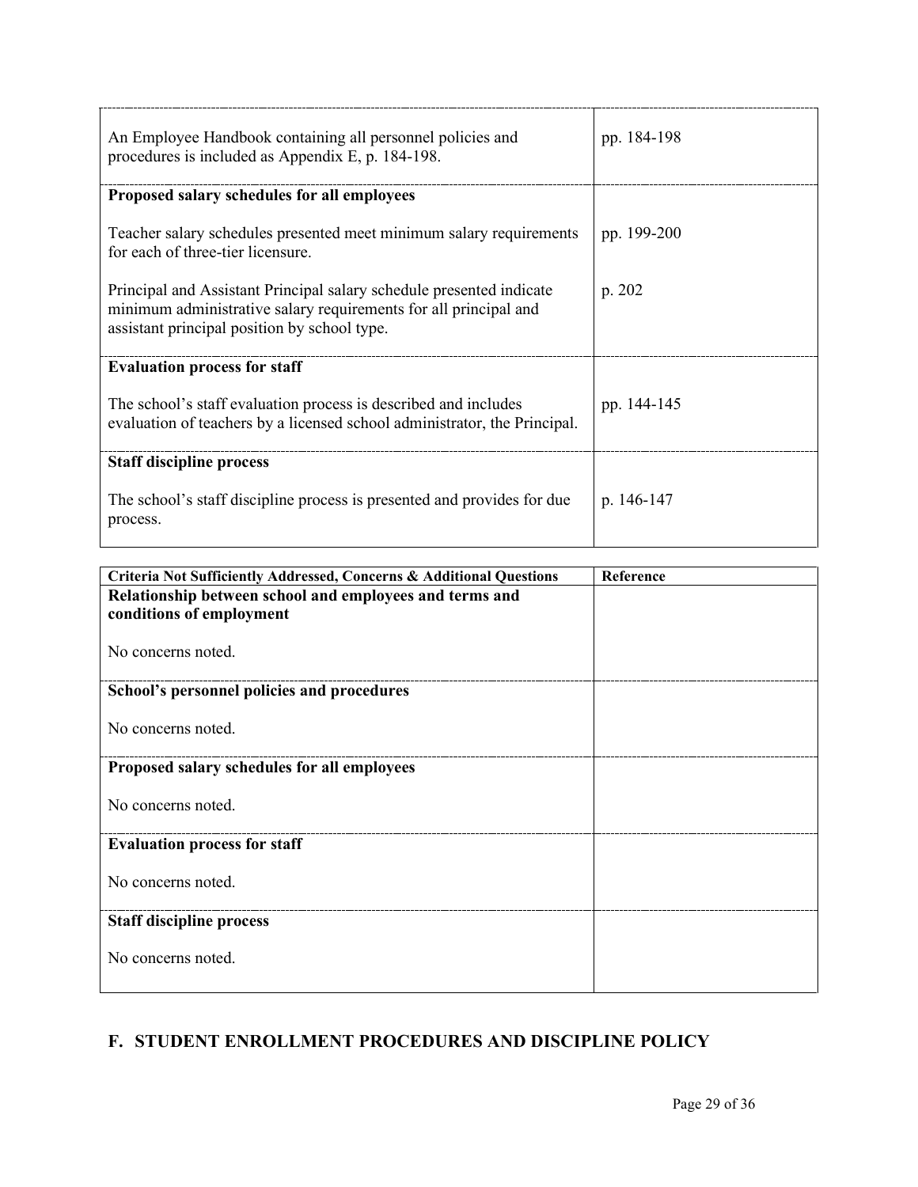| | |
|---|---|
| An Employee Handbook containing all personnel policies and procedures is included as Appendix E, p. 184-198. | pp. 184-198 |
| **Proposed salary schedules for all employees** | |
| Teacher salary schedules presented meet minimum salary requirements for each of three-tier licensure. | pp. 199-200 |
| Principal and Assistant Principal salary schedule presented indicate minimum administrative salary requirements for all principal and assistant principal position by school type. | p. 202 |
| **Evaluation process for staff** | |
| The school's staff evaluation process is described and includes evaluation of teachers by a licensed school administrator, the Principal. | pp. 144-145 |
| **Staff discipline process** | |
| The school's staff discipline process is presented and provides for due process. | p. 146-147 |

| Criteria Not Sufficiently Addressed, Concerns & Additional Questions | Reference |
|---|---|
| **Relationship between school and employees and terms and conditions of employment** | |
| No concerns noted. | |
| **School's personnel policies and procedures** | |
| No concerns noted. | |
| **Proposed salary schedules for all employees** | |
| No concerns noted. | |
| **Evaluation process for staff** | |
| No concerns noted. | |
| **Staff discipline process** | |
| No concerns noted. | |

## F. STUDENT ENROLLMENT PROCEDURES AND DISCIPLINE POLICY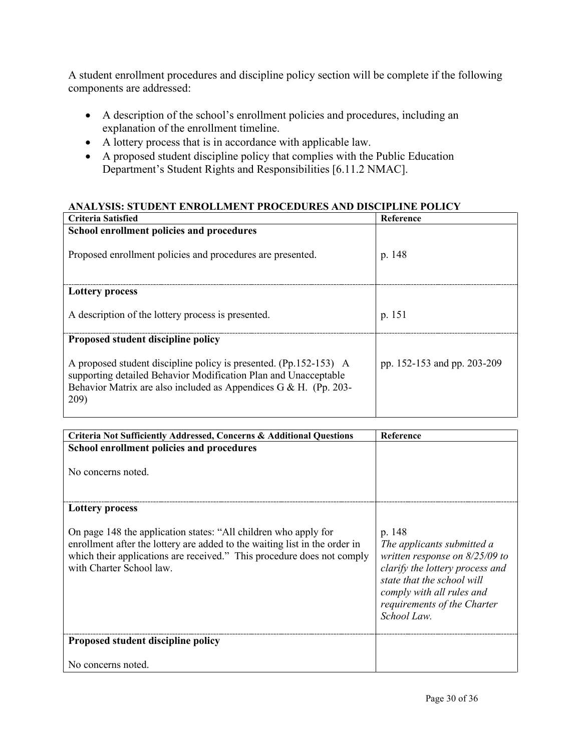A student enrollment procedures and discipline policy section will be complete if the following components are addressed:

- A description of the school's enrollment policies and procedures, including an explanation of the enrollment timeline.
- A lottery process that is in accordance with applicable law.
- A proposed student discipline policy that complies with the Public Education Department's Student Rights and Responsibilities [6.11.2 NMAC].

**ANALYSIS: STUDENT ENROLLMENT PROCEDURES AND DISCIPLINE POLICY**

| Criteria Satisfied | Reference |
|---|---|
| **School enrollment policies and procedures**<br><br>Proposed enrollment policies and procedures are presented. | p. 148 |
| **Lottery process**<br><br>A description of the lottery process is presented. | p. 151 |
| **Proposed student discipline policy**<br><br>A proposed student discipline policy is presented. (Pp.152-153) A supporting detailed Behavior Modification Plan and Unacceptable Behavior Matrix are also included as Appendices G & H. (Pp. 203-209) | pp. 152-153 and pp. 203-209 |

| Criteria Not Sufficiently Addressed, Concerns & Additional Questions | Reference |
|---|---|
| **School enrollment policies and procedures**<br><br>No concerns noted. | |
| **Lottery process**<br><br>On page 148 the application states: "All children who apply for enrollment after the lottery are added to the waiting list in the order in which their applications are received." This procedure does not comply with Charter School law. | p. 148<br>*The applicants submitted a written response on 8/25/09 to clarify the lottery process and state that the school will comply with all rules and requirements of the Charter School Law.* |
| **Proposed student discipline policy**<br><br>No concerns noted. | |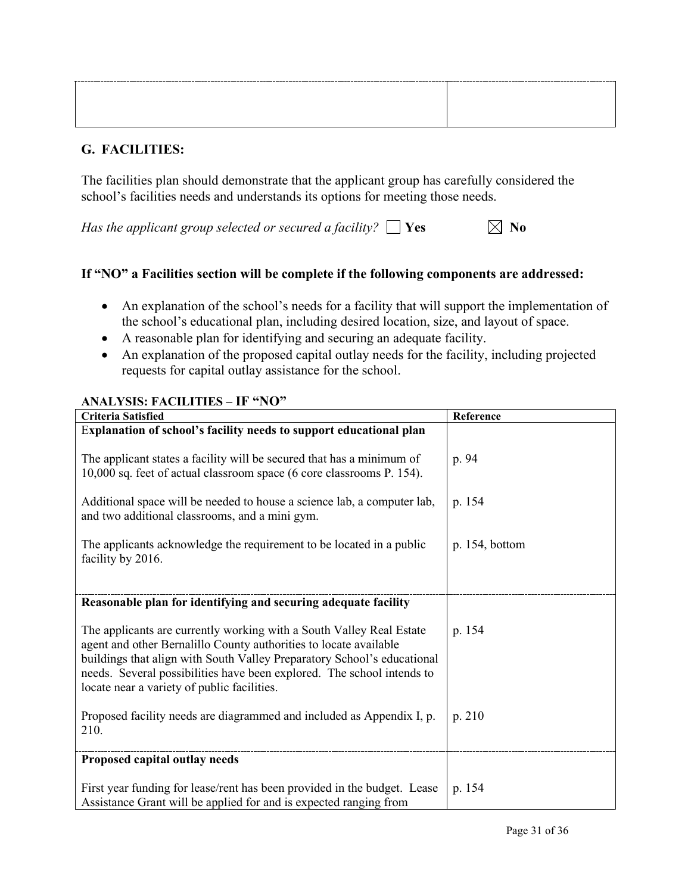|  |  |
|---|---|
|  |  |

## G. FACILITIES:

The facilities plan should demonstrate that the applicant group has carefully considered the school's facilities needs and understands its options for meeting those needs.

*Has the applicant group selected or secured a facility?* ☐ **Yes** ☒ **No**

### If "NO" a Facilities section will be complete if the following components are addressed:

- An explanation of the school's needs for a facility that will support the implementation of the school's educational plan, including desired location, size, and layout of space.
- A reasonable plan for identifying and securing an adequate facility.
- An explanation of the proposed capital outlay needs for the facility, including projected requests for capital outlay assistance for the school.

**ANALYSIS: FACILITIES – IF "NO"**

| Criteria Satisfied | Reference |
|---|---|
| **Explanation of school's facility needs to support educational plan** | |
| The applicant states a facility will be secured that has a minimum of 10,000 sq. feet of actual classroom space (6 core classrooms P. 154). | p. 94 |
| Additional space will be needed to house a science lab, a computer lab, and two additional classrooms, and a mini gym. | p. 154 |
| The applicants acknowledge the requirement to be located in a public facility by 2016. | p. 154, bottom |
| **Reasonable plan for identifying and securing adequate facility** | |
| The applicants are currently working with a South Valley Real Estate agent and other Bernalillo County authorities to locate available buildings that align with South Valley Preparatory School's educational needs. Several possibilities have been explored. The school intends to locate near a variety of public facilities. | p. 154 |
| Proposed facility needs are diagrammed and included as Appendix I, p. 210. | p. 210 |
| **Proposed capital outlay needs** | |
| First year funding for lease/rent has been provided in the budget. Lease Assistance Grant will be applied for and is expected ranging from | p. 154 |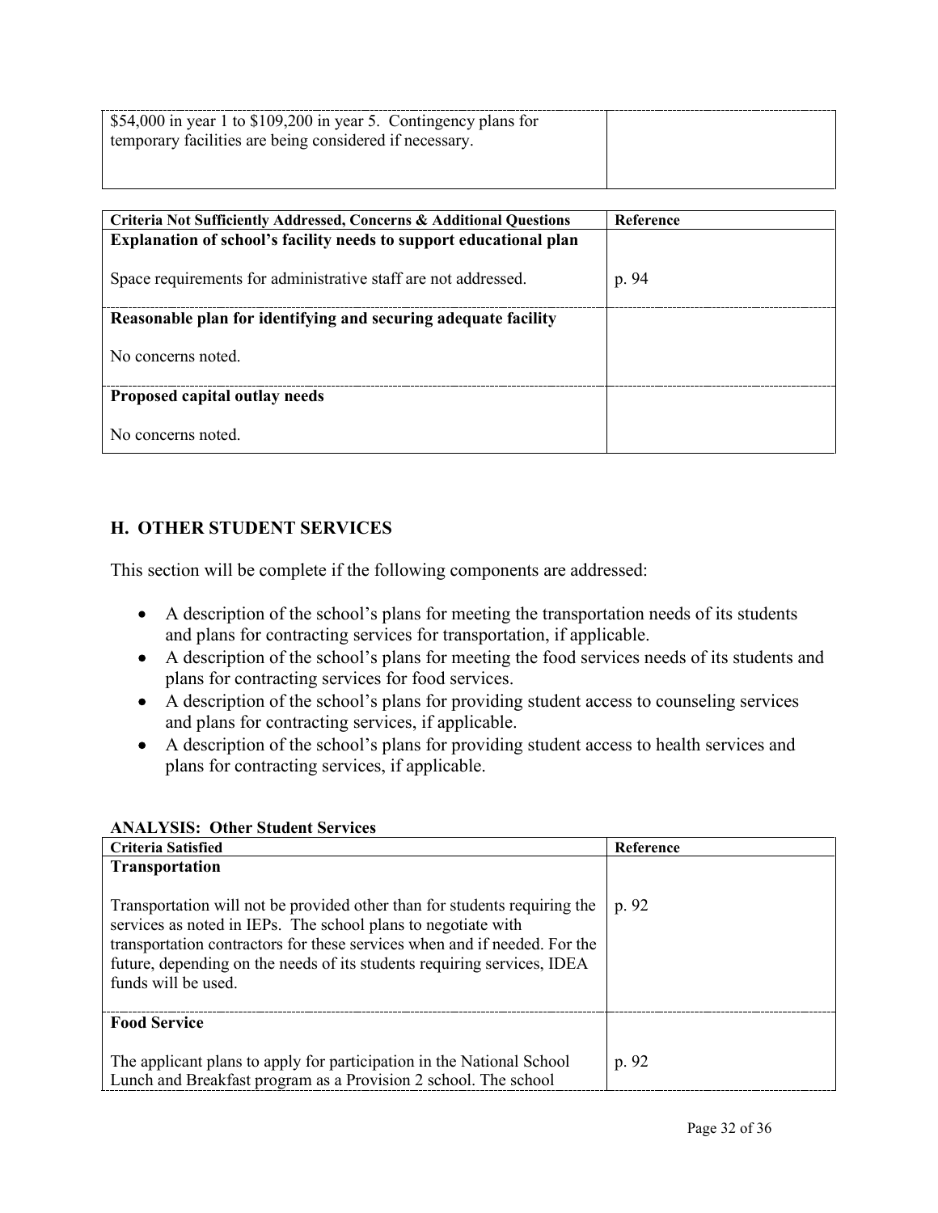| | |
|---|---|
| \$54,000 in year 1 to \$109,200 in year 5. Contingency plans for temporary facilities are being considered if necessary. | |

| Criteria Not Sufficiently Addressed, Concerns & Additional Questions | Reference |
|---|---|
| **Explanation of school's facility needs to support educational plan**<br><br>Space requirements for administrative staff are not addressed. | p. 94 |
| **Reasonable plan for identifying and securing adequate facility**<br><br>No concerns noted. | |
| **Proposed capital outlay needs**<br><br>No concerns noted. | |

## H. OTHER STUDENT SERVICES

This section will be complete if the following components are addressed:

- A description of the school's plans for meeting the transportation needs of its students and plans for contracting services for transportation, if applicable.
- A description of the school's plans for meeting the food services needs of its students and plans for contracting services for food services.
- A description of the school's plans for providing student access to counseling services and plans for contracting services, if applicable.
- A description of the school's plans for providing student access to health services and plans for contracting services, if applicable.

**ANALYSIS: Other Student Services**

| Criteria Satisfied | Reference |
|---|---|
| **Transportation**<br><br>Transportation will not be provided other than for students requiring the services as noted in IEPs. The school plans to negotiate with transportation contractors for these services when and if needed. For the future, depending on the needs of its students requiring services, IDEA funds will be used. | p. 92 |
| **Food Service**<br><br>The applicant plans to apply for participation in the National School Lunch and Breakfast program as a Provision 2 school. The school | p. 92 |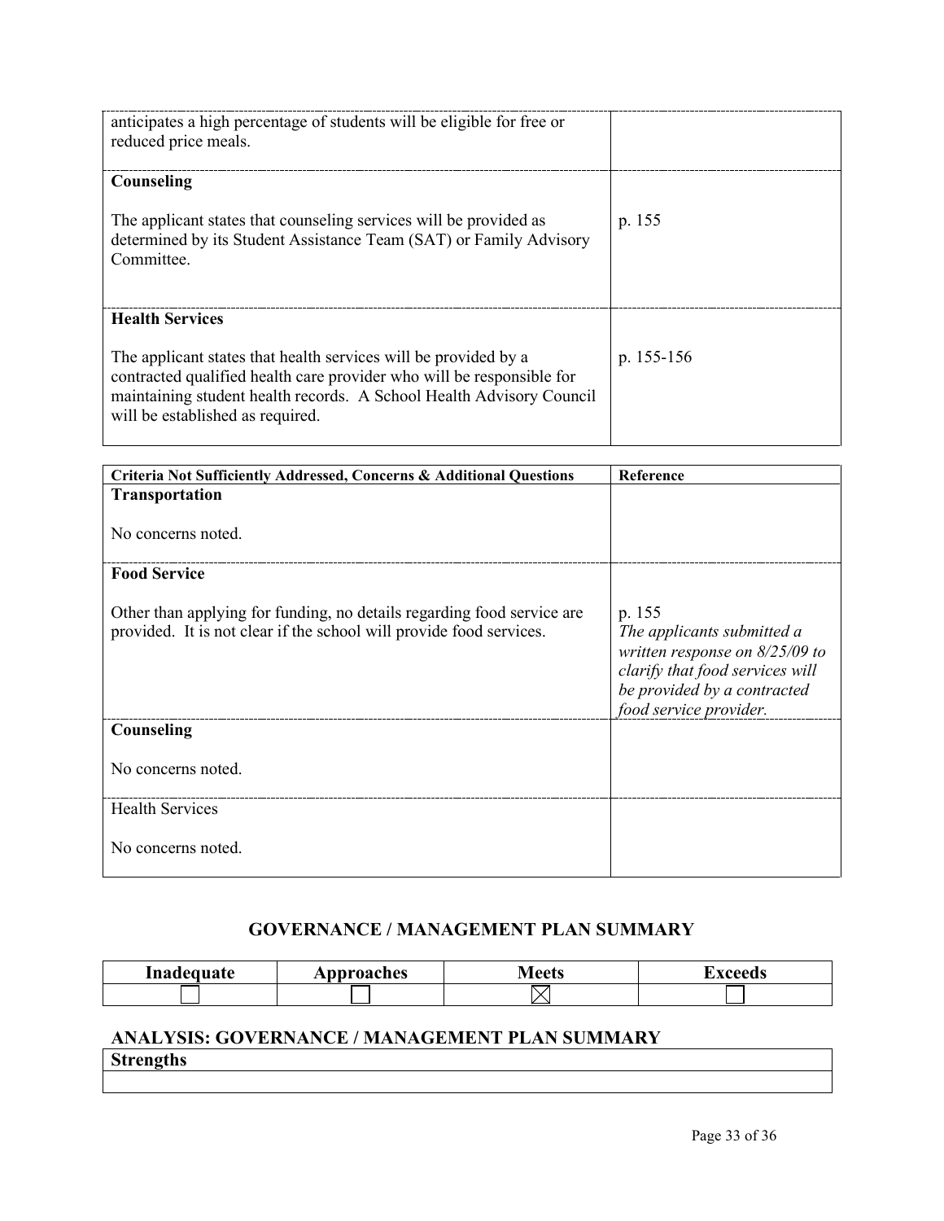| | |
|---|---|
| anticipates a high percentage of students will be eligible for free or reduced price meals. | |
| **Counseling**<br><br>The applicant states that counseling services will be provided as determined by its Student Assistance Team (SAT) or Family Advisory Committee. | p. 155 |
| **Health Services**<br><br>The applicant states that health services will be provided by a contracted qualified health care provider who will be responsible for maintaining student health records. A School Health Advisory Council will be established as required. | p. 155-156 |

| Criteria Not Sufficiently Addressed, Concerns & Additional Questions | Reference |
|---|---|
| **Transportation**<br><br>No concerns noted. | |
| **Food Service**<br><br>Other than applying for funding, no details regarding food service are provided. It is not clear if the school will provide food services. | p. 155<br>*The applicants submitted a written response on 8/25/09 to clarify that food services will be provided by a contracted food service provider.* |
| **Counseling**<br><br>No concerns noted. | |
| Health Services<br><br>No concerns noted. | |

## GOVERNANCE / MANAGEMENT PLAN SUMMARY

| Inadequate | Approaches | Meets | Exceeds |
|---|---|---|---|
| ☐ | ☐ | ☒ | ☐ |

## ANALYSIS: GOVERNANCE / MANAGEMENT PLAN SUMMARY

| Strengths |
|---|
| |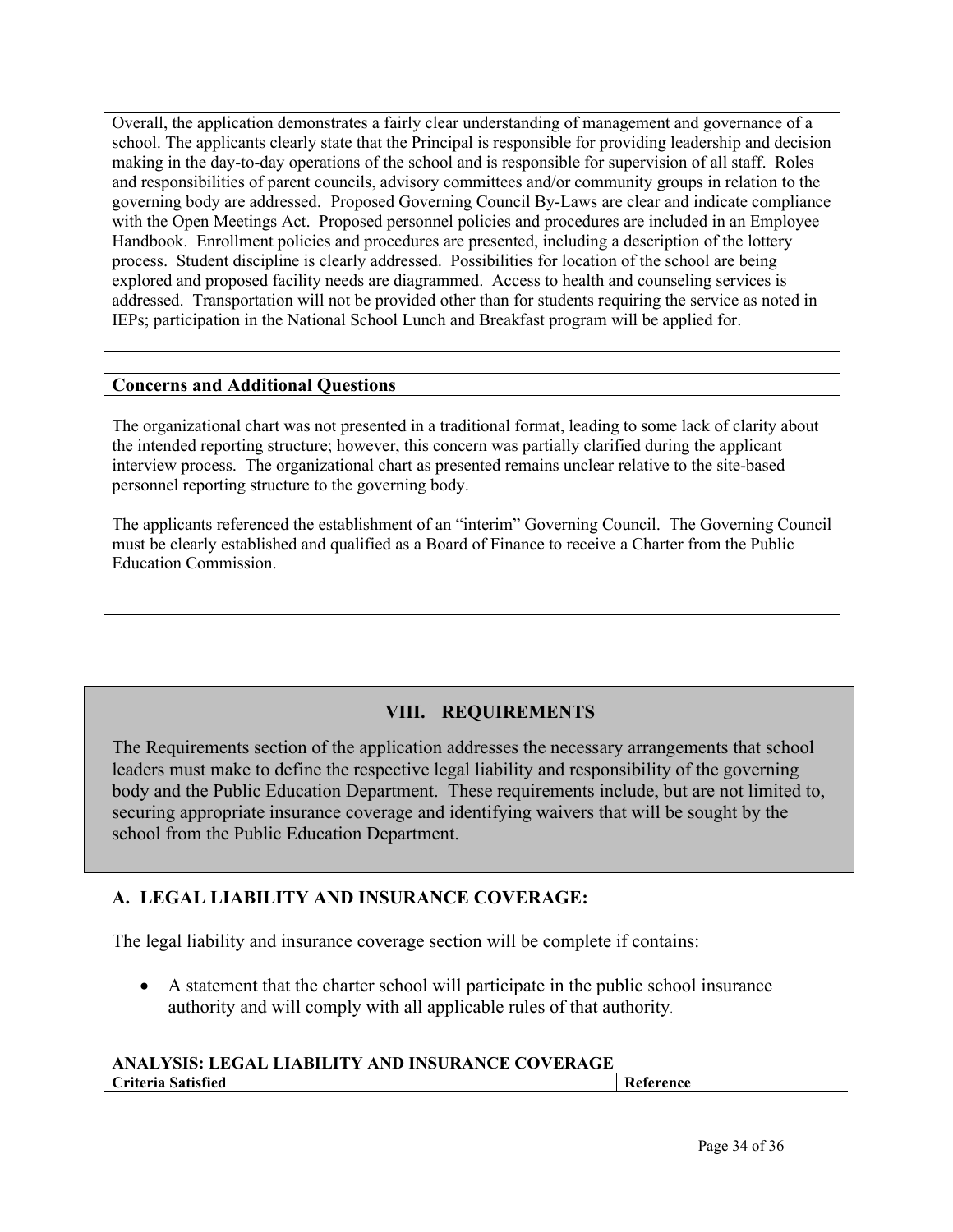Overall, the application demonstrates a fairly clear understanding of management and governance of a school. The applicants clearly state that the Principal is responsible for providing leadership and decision making in the day-to-day operations of the school and is responsible for supervision of all staff. Roles and responsibilities of parent councils, advisory committees and/or community groups in relation to the governing body are addressed. Proposed Governing Council By-Laws are clear and indicate compliance with the Open Meetings Act. Proposed personnel policies and procedures are included in an Employee Handbook. Enrollment policies and procedures are presented, including a description of the lottery process. Student discipline is clearly addressed. Possibilities for location of the school are being explored and proposed facility needs are diagrammed. Access to health and counseling services is addressed. Transportation will not be provided other than for students requiring the service as noted in IEPs; participation in the National School Lunch and Breakfast program will be applied for.

**Concerns and Additional Questions**

The organizational chart was not presented in a traditional format, leading to some lack of clarity about the intended reporting structure; however, this concern was partially clarified during the applicant interview process. The organizational chart as presented remains unclear relative to the site-based personnel reporting structure to the governing body.

The applicants referenced the establishment of an "interim" Governing Council. The Governing Council must be clearly established and qualified as a Board of Finance to receive a Charter from the Public Education Commission.

## VIII. REQUIREMENTS

The Requirements section of the application addresses the necessary arrangements that school leaders must make to define the respective legal liability and responsibility of the governing body and the Public Education Department. These requirements include, but are not limited to, securing appropriate insurance coverage and identifying waivers that will be sought by the school from the Public Education Department.

### A. LEGAL LIABILITY AND INSURANCE COVERAGE:

The legal liability and insurance coverage section will be complete if contains:

- A statement that the charter school will participate in the public school insurance authority and will comply with all applicable rules of that authority.

**ANALYSIS: LEGAL LIABILITY AND INSURANCE COVERAGE**

| Criteria Satisfied | Reference |
| --- | --- |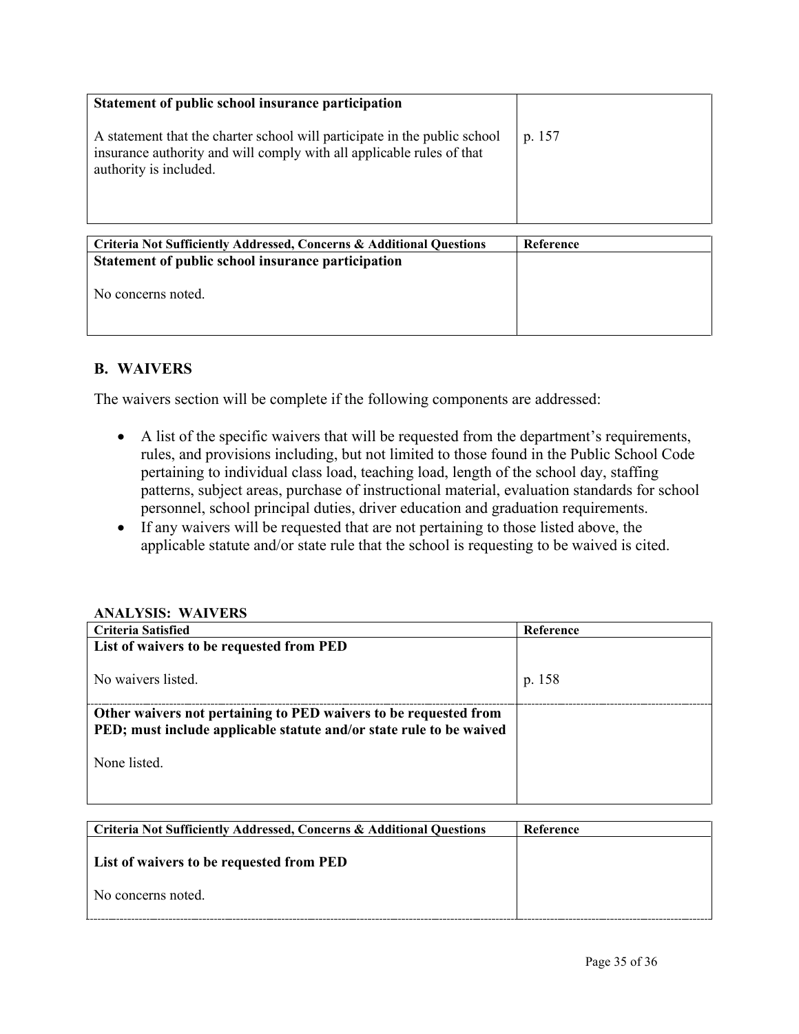| Statement of public school insurance participation<br><br>A statement that the charter school will participate in the public school insurance authority and will comply with all applicable rules of that authority is included. | p. 157 |
|---|---|

| Criteria Not Sufficiently Addressed, Concerns & Additional Questions | Reference |
|---|---|
| **Statement of public school insurance participation**<br><br>No concerns noted. | |

## B. WAIVERS

The waivers section will be complete if the following components are addressed:

- A list of the specific waivers that will be requested from the department's requirements, rules, and provisions including, but not limited to those found in the Public School Code pertaining to individual class load, teaching load, length of the school day, staffing patterns, subject areas, purchase of instructional material, evaluation standards for school personnel, school principal duties, driver education and graduation requirements.
- If any waivers will be requested that are not pertaining to those listed above, the applicable statute and/or state rule that the school is requesting to be waived is cited.

**ANALYSIS: WAIVERS**

| Criteria Satisfied | Reference |
|---|---|
| **List of waivers to be requested from PED**<br><br>No waivers listed. | p. 158 |
| **Other waivers not pertaining to PED waivers to be requested from PED; must include applicable statute and/or state rule to be waived**<br><br>None listed. | |

| Criteria Not Sufficiently Addressed, Concerns & Additional Questions | Reference |
|---|---|
| **List of waivers to be requested from PED**<br><br>No concerns noted. | |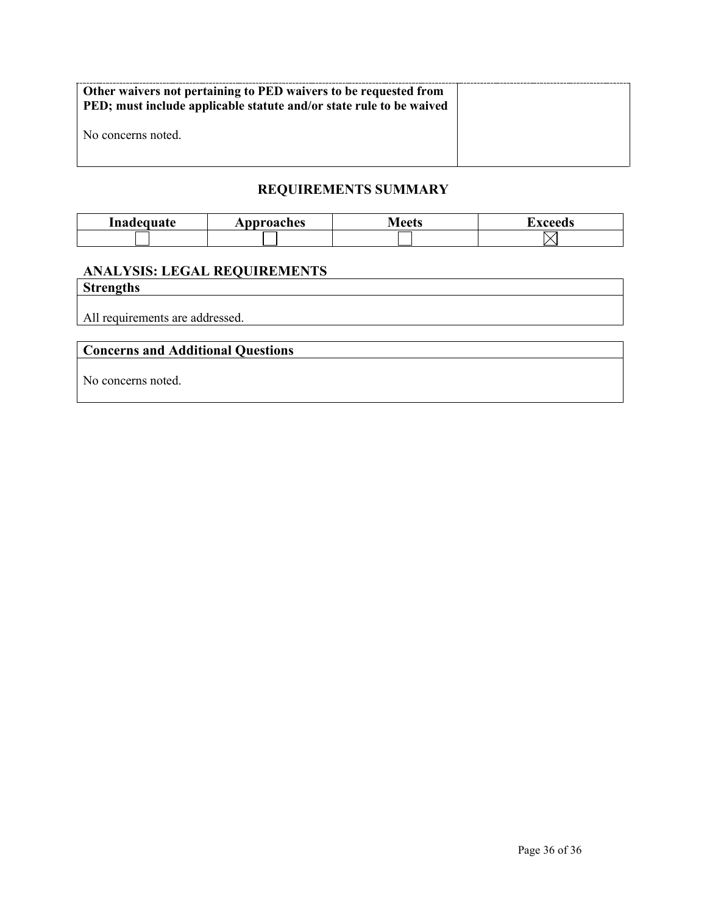| Other waivers not pertaining to PED waivers to be requested from PED; must include applicable statute and/or state rule to be waived<br><br>No concerns noted. | |
|---|---|

## REQUIREMENTS SUMMARY

| Inadequate | Approaches | Meets | Exceeds |
|---|---|---|---|
| ☐ | ☐ | ☐ | ☒ |

## ANALYSIS: LEGAL REQUIREMENTS

| **Strengths** |
|---|
| All requirements are addressed. |

| **Concerns and Additional Questions** |
|---|
| No concerns noted. |